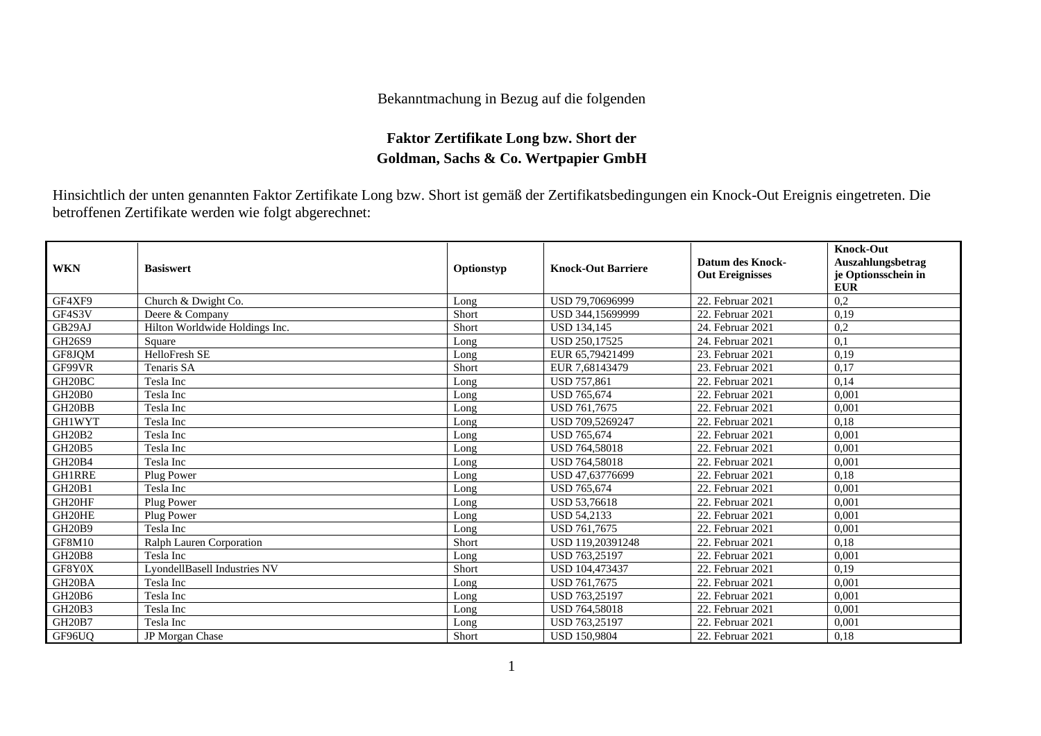Bekanntmachung in Bezug auf die folgenden

# Faktor Zertifikate Long bzw. Short der Goldman, Sachs & Co. Wertpapier GmbH

Hinsichtlich der unten genannten Faktor Zertifikate Long bzw. Short ist gemäß der Zertifikatsbedingungen ein Knock-Out Ereignis eingetreten. Die betroffenen Zertifikate werden wie folgt abgerechnet:

| WKN | Basiswert | Optionstyp | Knock-Out Barriere | Datum des Knock-Out Ereignisses | Knock-Out Auszahlungsbetrag je Optionsschein in EUR |
|---|---|---|---|---|---|
| GF4XF9 | Church & Dwight Co. | Long | USD 79,70696999 | 22. Februar 2021 | 0,2 |
| GF4S3V | Deere & Company | Short | USD 344,15699999 | 22. Februar 2021 | 0,19 |
| GB29AJ | Hilton Worldwide Holdings Inc. | Short | USD 134,145 | 24. Februar 2021 | 0,2 |
| GH26S9 | Square | Long | USD 250,17525 | 24. Februar 2021 | 0,1 |
| GF8JQM | HelloFresh SE | Long | EUR 65,79421499 | 23. Februar 2021 | 0,19 |
| GF99VR | Tenaris SA | Short | EUR 7,68143479 | 23. Februar 2021 | 0,17 |
| GH20BC | Tesla Inc | Long | USD 757,861 | 22. Februar 2021 | 0,14 |
| GH20B0 | Tesla Inc | Long | USD 765,674 | 22. Februar 2021 | 0,001 |
| GH20BB | Tesla Inc | Long | USD 761,7675 | 22. Februar 2021 | 0,001 |
| GH1WYT | Tesla Inc | Long | USD 709,5269247 | 22. Februar 2021 | 0,18 |
| GH20B2 | Tesla Inc | Long | USD 765,674 | 22. Februar 2021 | 0,001 |
| GH20B5 | Tesla Inc | Long | USD 764,58018 | 22. Februar 2021 | 0,001 |
| GH20B4 | Tesla Inc | Long | USD 764,58018 | 22. Februar 2021 | 0,001 |
| GH1RRE | Plug Power | Long | USD 47,63776699 | 22. Februar 2021 | 0,18 |
| GH20B1 | Tesla Inc | Long | USD 765,674 | 22. Februar 2021 | 0,001 |
| GH20HF | Plug Power | Long | USD 53,76618 | 22. Februar 2021 | 0,001 |
| GH20HE | Plug Power | Long | USD 54,2133 | 22. Februar 2021 | 0,001 |
| GH20B9 | Tesla Inc | Long | USD 761,7675 | 22. Februar 2021 | 0,001 |
| GF8M10 | Ralph Lauren Corporation | Short | USD 119,20391248 | 22. Februar 2021 | 0,18 |
| GH20B8 | Tesla Inc | Long | USD 763,25197 | 22. Februar 2021 | 0,001 |
| GF8Y0X | LyondellBasell Industries NV | Short | USD 104,473437 | 22. Februar 2021 | 0,19 |
| GH20BA | Tesla Inc | Long | USD 761,7675 | 22. Februar 2021 | 0,001 |
| GH20B6 | Tesla Inc | Long | USD 763,25197 | 22. Februar 2021 | 0,001 |
| GH20B3 | Tesla Inc | Long | USD 764,58018 | 22. Februar 2021 | 0,001 |
| GH20B7 | Tesla Inc | Long | USD 763,25197 | 22. Februar 2021 | 0,001 |
| GF96UQ | JP Morgan Chase | Short | USD 150,9804 | 22. Februar 2021 | 0,18 |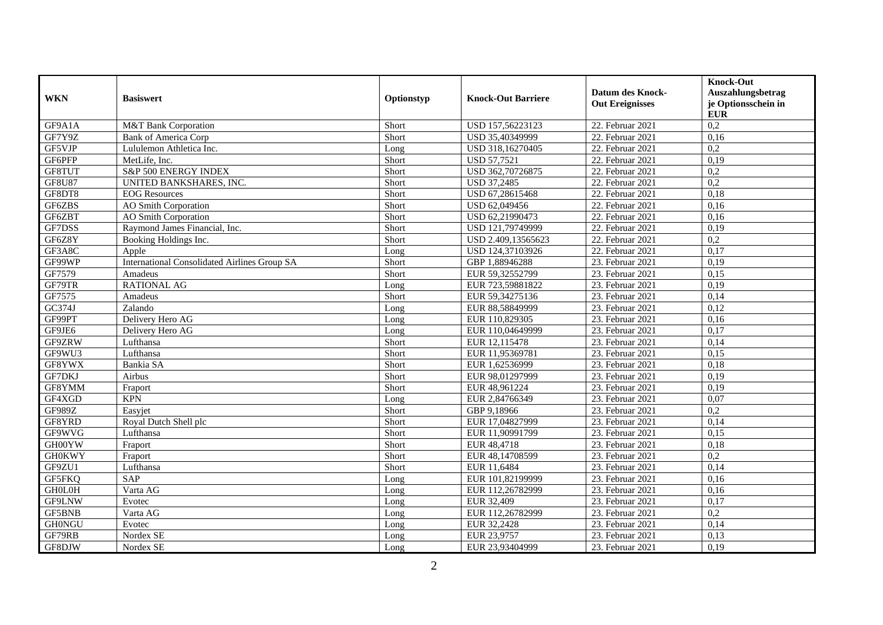| WKN | Basiswert | Optionstyp | Knock-Out Barriere | Datum des Knock-Out Ereignisses | Knock-Out Auszahlungsbetrag je Optionsschein in EUR |
|---|---|---|---|---|---|
| GF9A1A | M&T Bank Corporation | Short | USD 157,56223123 | 22. Februar 2021 | 0,2 |
| GF7Y9Z | Bank of America Corp | Short | USD 35,40349999 | 22. Februar 2021 | 0,16 |
| GF5VJP | Lululemon Athletica Inc. | Long | USD 318,16270405 | 22. Februar 2021 | 0,2 |
| GF6PFP | MetLife, Inc. | Short | USD 57,7521 | 22. Februar 2021 | 0,19 |
| GF8TUT | S&P 500 ENERGY INDEX | Short | USD 362,70726875 | 22. Februar 2021 | 0,2 |
| GF8U87 | UNITED BANKSHARES, INC. | Short | USD 37,2485 | 22. Februar 2021 | 0,2 |
| GF8DT8 | EOG Resources | Short | USD 67,28615468 | 22. Februar 2021 | 0,18 |
| GF6ZBS | AO Smith Corporation | Short | USD 62,049456 | 22. Februar 2021 | 0,16 |
| GF6ZBT | AO Smith Corporation | Short | USD 62,21990473 | 22. Februar 2021 | 0,16 |
| GF7DSS | Raymond James Financial, Inc. | Short | USD 121,79749999 | 22. Februar 2021 | 0,19 |
| GF6Z8Y | Booking Holdings Inc. | Short | USD 2.409,13565623 | 22. Februar 2021 | 0,2 |
| GF3A8C | Apple | Long | USD 124,37103926 | 22. Februar 2021 | 0,17 |
| GF99WP | International Consolidated Airlines Group SA | Short | GBP 1,88946288 | 23. Februar 2021 | 0,19 |
| GF7579 | Amadeus | Short | EUR 59,32552799 | 23. Februar 2021 | 0,15 |
| GF79TR | RATIONAL AG | Long | EUR 723,59881822 | 23. Februar 2021 | 0,19 |
| GF7575 | Amadeus | Short | EUR 59,34275136 | 23. Februar 2021 | 0,14 |
| GC374J | Zalando | Long | EUR 88,58849999 | 23. Februar 2021 | 0,12 |
| GF99PT | Delivery Hero AG | Long | EUR 110,829305 | 23. Februar 2021 | 0,16 |
| GF9JE6 | Delivery Hero AG | Long | EUR 110,04649999 | 23. Februar 2021 | 0,17 |
| GF9ZRW | Lufthansa | Short | EUR 12,115478 | 23. Februar 2021 | 0,14 |
| GF9WU3 | Lufthansa | Short | EUR 11,95369781 | 23. Februar 2021 | 0,15 |
| GF8YWX | Bankia SA | Short | EUR 1,62536999 | 23. Februar 2021 | 0,18 |
| GF7DKJ | Airbus | Short | EUR 98,01297999 | 23. Februar 2021 | 0,19 |
| GF8YMM | Fraport | Short | EUR 48,961224 | 23. Februar 2021 | 0,19 |
| GF4XGD | KPN | Long | EUR 2,84766349 | 23. Februar 2021 | 0,07 |
| GF989Z | Easyjet | Short | GBP 9,18966 | 23. Februar 2021 | 0,2 |
| GF8YRD | Royal Dutch Shell plc | Short | EUR 17,04827999 | 23. Februar 2021 | 0,14 |
| GF9WVG | Lufthansa | Short | EUR 11,90991799 | 23. Februar 2021 | 0,15 |
| GH00YW | Fraport | Short | EUR 48,4718 | 23. Februar 2021 | 0,18 |
| GH0KWY | Fraport | Short | EUR 48,14708599 | 23. Februar 2021 | 0,2 |
| GF9ZU1 | Lufthansa | Short | EUR 11,6484 | 23. Februar 2021 | 0,14 |
| GF5FKQ | SAP | Long | EUR 101,82199999 | 23. Februar 2021 | 0,16 |
| GH0L0H | Varta AG | Long | EUR 112,26782999 | 23. Februar 2021 | 0,16 |
| GF9LNW | Evotec | Long | EUR 32,409 | 23. Februar 2021 | 0,17 |
| GF5BNB | Varta AG | Long | EUR 112,26782999 | 23. Februar 2021 | 0,2 |
| GH0NGU | Evotec | Long | EUR 32,2428 | 23. Februar 2021 | 0,14 |
| GF79RB | Nordex SE | Long | EUR 23,9757 | 23. Februar 2021 | 0,13 |
| GF8DJW | Nordex SE | Long | EUR 23,93404999 | 23. Februar 2021 | 0,19 |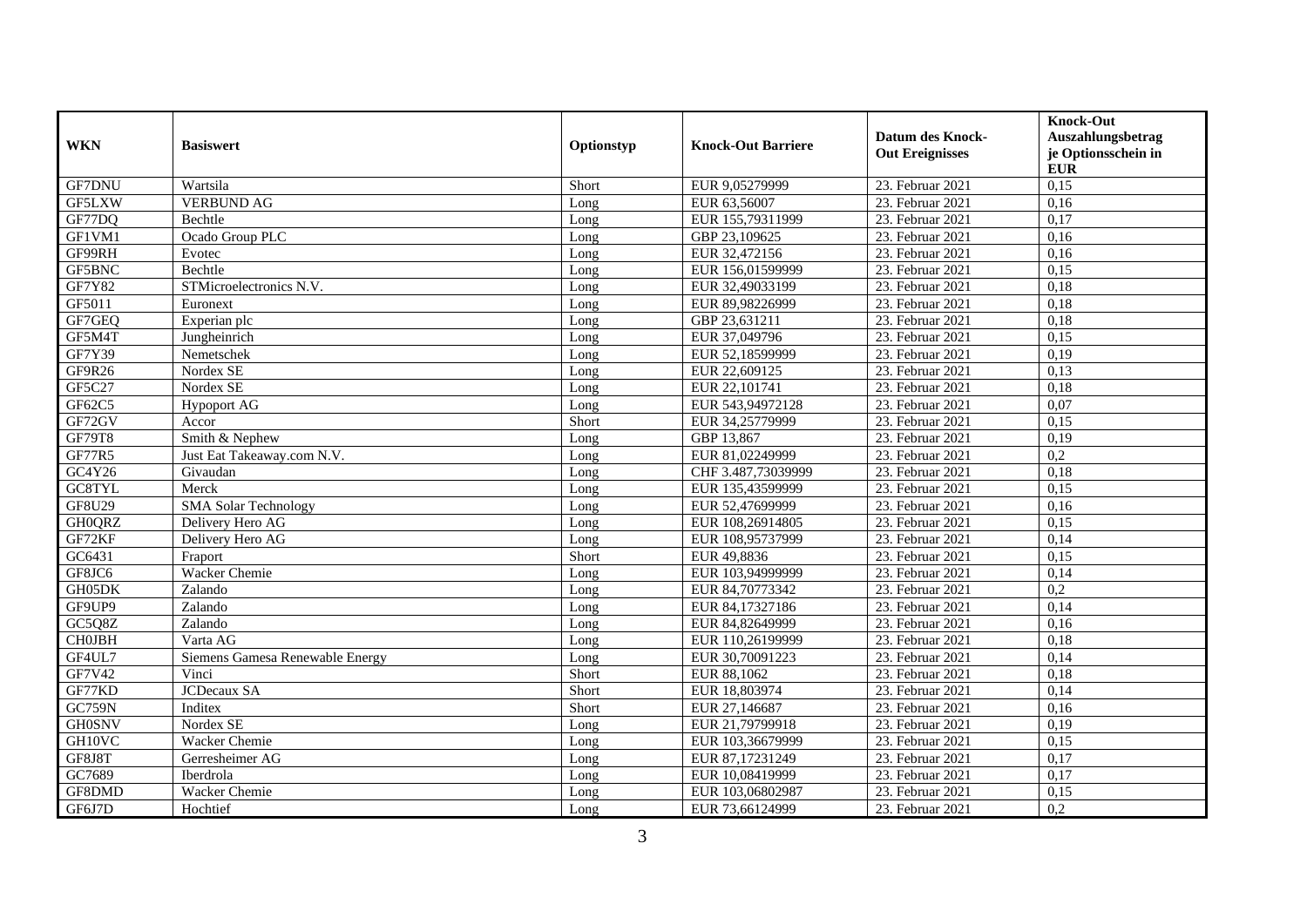| WKN | Basiswert | Optionstyp | Knock-Out Barriere | Datum des Knock-Out Ereignisses | Knock-Out Auszahlungsbetrag je Optionsschein in EUR |
|---|---|---|---|---|---|
| GF7DNU | Wartsila | Short | EUR 9,05279999 | 23. Februar 2021 | 0,15 |
| GF5LXW | VERBUND AG | Long | EUR 63,56007 | 23. Februar 2021 | 0,16 |
| GF77DQ | Bechtle | Long | EUR 155,79311999 | 23. Februar 2021 | 0,17 |
| GF1VM1 | Ocado Group PLC | Long | GBP 23,109625 | 23. Februar 2021 | 0,16 |
| GF99RH | Evotec | Long | EUR 32,472156 | 23. Februar 2021 | 0,16 |
| GF5BNC | Bechtle | Long | EUR 156,01599999 | 23. Februar 2021 | 0,15 |
| GF7Y82 | STMicroelectronics N.V. | Long | EUR 32,49033199 | 23. Februar 2021 | 0,18 |
| GF5011 | Euronext | Long | EUR 89,98226999 | 23. Februar 2021 | 0,18 |
| GF7GEQ | Experian plc | Long | GBP 23,631211 | 23. Februar 2021 | 0,18 |
| GF5M4T | Jungheinrich | Long | EUR 37,049796 | 23. Februar 2021 | 0,15 |
| GF7Y39 | Nemetschek | Long | EUR 52,18599999 | 23. Februar 2021 | 0,19 |
| GF9R26 | Nordex SE | Long | EUR 22,609125 | 23. Februar 2021 | 0,13 |
| GF5C27 | Nordex SE | Long | EUR 22,101741 | 23. Februar 2021 | 0,18 |
| GF62C5 | Hypoport AG | Long | EUR 543,94972128 | 23. Februar 2021 | 0,07 |
| GF72GV | Accor | Short | EUR 34,25779999 | 23. Februar 2021 | 0,15 |
| GF79T8 | Smith & Nephew | Long | GBP 13,867 | 23. Februar 2021 | 0,19 |
| GF77R5 | Just Eat Takeaway.com N.V. | Long | EUR 81,02249999 | 23. Februar 2021 | 0,2 |
| GC4Y26 | Givaudan | Long | CHF 3.487,73039999 | 23. Februar 2021 | 0,18 |
| GC8TYL | Merck | Long | EUR 135,43599999 | 23. Februar 2021 | 0,15 |
| GF8U29 | SMA Solar Technology | Long | EUR 52,47699999 | 23. Februar 2021 | 0,16 |
| GH0QRZ | Delivery Hero AG | Long | EUR 108,26914805 | 23. Februar 2021 | 0,15 |
| GF72KF | Delivery Hero AG | Long | EUR 108,95737999 | 23. Februar 2021 | 0,14 |
| GC6431 | Fraport | Short | EUR 49,8836 | 23. Februar 2021 | 0,15 |
| GF8JC6 | Wacker Chemie | Long | EUR 103,94999999 | 23. Februar 2021 | 0,14 |
| GH05DK | Zalando | Long | EUR 84,70773342 | 23. Februar 2021 | 0,2 |
| GF9UP9 | Zalando | Long | EUR 84,17327186 | 23. Februar 2021 | 0,14 |
| GC5Q8Z | Zalando | Long | EUR 84,82649999 | 23. Februar 2021 | 0,16 |
| CH0JBH | Varta AG | Long | EUR 110,26199999 | 23. Februar 2021 | 0,18 |
| GF4UL7 | Siemens Gamesa Renewable Energy | Long | EUR 30,70091223 | 23. Februar 2021 | 0,14 |
| GF7V42 | Vinci | Short | EUR 88,1062 | 23. Februar 2021 | 0,18 |
| GF77KD | JCDecaux SA | Short | EUR 18,803974 | 23. Februar 2021 | 0,14 |
| GC759N | Inditex | Short | EUR 27,146687 | 23. Februar 2021 | 0,16 |
| GH0SNV | Nordex SE | Long | EUR 21,79799918 | 23. Februar 2021 | 0,19 |
| GH10VC | Wacker Chemie | Long | EUR 103,36679999 | 23. Februar 2021 | 0,15 |
| GF8J8T | Gerresheimer AG | Long | EUR 87,17231249 | 23. Februar 2021 | 0,17 |
| GC7689 | Iberdrola | Long | EUR 10,08419999 | 23. Februar 2021 | 0,17 |
| GF8DMD | Wacker Chemie | Long | EUR 103,06802987 | 23. Februar 2021 | 0,15 |
| GF6J7D | Hochtief | Long | EUR 73,66124999 | 23. Februar 2021 | 0,2 |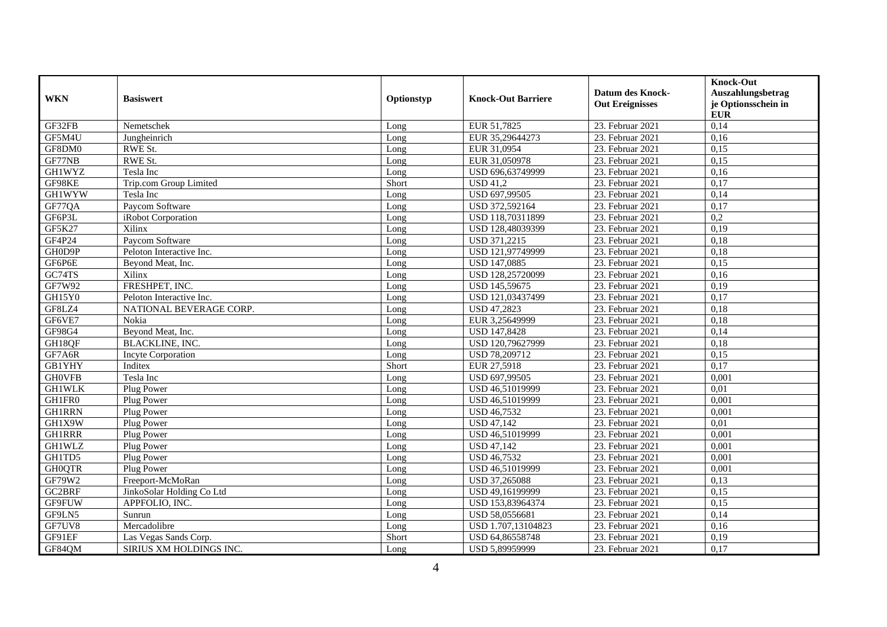| WKN | Basiswert | Optionstyp | Knock-Out Barriere | Datum des Knock-Out Ereignisses | Knock-Out Auszahlungsbetrag je Optionsschein in EUR |
|---|---|---|---|---|---|
| GF32FB | Nemetschek | Long | EUR 51,7825 | 23. Februar 2021 | 0,14 |
| GF5M4U | Jungheinrich | Long | EUR 35,29644273 | 23. Februar 2021 | 0,16 |
| GF8DM0 | RWE St. | Long | EUR 31,0954 | 23. Februar 2021 | 0,15 |
| GF77NB | RWE St. | Long | EUR 31,050978 | 23. Februar 2021 | 0,15 |
| GH1WYZ | Tesla Inc | Long | USD 696,63749999 | 23. Februar 2021 | 0,16 |
| GF98KE | Trip.com Group Limited | Short | USD 41,2 | 23. Februar 2021 | 0,17 |
| GH1WYW | Tesla Inc | Long | USD 697,99505 | 23. Februar 2021 | 0,14 |
| GF77QA | Paycom Software | Long | USD 372,592164 | 23. Februar 2021 | 0,17 |
| GF6P3L | iRobot Corporation | Long | USD 118,70311899 | 23. Februar 2021 | 0,2 |
| GF5K27 | Xilinx | Long | USD 128,48039399 | 23. Februar 2021 | 0,19 |
| GF4P24 | Paycom Software | Long | USD 371,2215 | 23. Februar 2021 | 0,18 |
| GH0D9P | Peloton Interactive Inc. | Long | USD 121,97749999 | 23. Februar 2021 | 0,18 |
| GF6P6E | Beyond Meat, Inc. | Long | USD 147,0885 | 23. Februar 2021 | 0,15 |
| GC74TS | Xilinx | Long | USD 128,25720099 | 23. Februar 2021 | 0,16 |
| GF7W92 | FRESHPET, INC. | Long | USD 145,59675 | 23. Februar 2021 | 0,19 |
| GH15Y0 | Peloton Interactive Inc. | Long | USD 121,03437499 | 23. Februar 2021 | 0,17 |
| GF8LZ4 | NATIONAL BEVERAGE CORP. | Long | USD 47,2823 | 23. Februar 2021 | 0,18 |
| GF6VE7 | Nokia | Long | EUR 3,25649999 | 23. Februar 2021 | 0,18 |
| GF98G4 | Beyond Meat, Inc. | Long | USD 147,8428 | 23. Februar 2021 | 0,14 |
| GH18QF | BLACKLINE, INC. | Long | USD 120,79627999 | 23. Februar 2021 | 0,18 |
| GF7A6R | Incyte Corporation | Long | USD 78,209712 | 23. Februar 2021 | 0,15 |
| GB1YHY | Inditex | Short | EUR 27,5918 | 23. Februar 2021 | 0,17 |
| GH0VFB | Tesla Inc | Long | USD 697,99505 | 23. Februar 2021 | 0,001 |
| GH1WLK | Plug Power | Long | USD 46,51019999 | 23. Februar 2021 | 0,01 |
| GH1FR0 | Plug Power | Long | USD 46,51019999 | 23. Februar 2021 | 0,001 |
| GH1RRN | Plug Power | Long | USD 46,7532 | 23. Februar 2021 | 0,001 |
| GH1X9W | Plug Power | Long | USD 47,142 | 23. Februar 2021 | 0,01 |
| GH1RRR | Plug Power | Long | USD 46,51019999 | 23. Februar 2021 | 0,001 |
| GH1WLZ | Plug Power | Long | USD 47,142 | 23. Februar 2021 | 0,001 |
| GH1TD5 | Plug Power | Long | USD 46,7532 | 23. Februar 2021 | 0,001 |
| GH0QTR | Plug Power | Long | USD 46,51019999 | 23. Februar 2021 | 0,001 |
| GF79W2 | Freeport-McMoRan | Long | USD 37,265088 | 23. Februar 2021 | 0,13 |
| GC2BRF | JinkoSolar Holding Co Ltd | Long | USD 49,16199999 | 23. Februar 2021 | 0,15 |
| GF9FUW | APPFOLIO, INC. | Long | USD 153,83964374 | 23. Februar 2021 | 0,15 |
| GF9LN5 | Sunrun | Long | USD 58,0556681 | 23. Februar 2021 | 0,14 |
| GF7UV8 | Mercadolibre | Long | USD 1.707,13104823 | 23. Februar 2021 | 0,16 |
| GF91EF | Las Vegas Sands Corp. | Short | USD 64,86558748 | 23. Februar 2021 | 0,19 |
| GF84QM | SIRIUS XM HOLDINGS INC. | Long | USD 5,89959999 | 23. Februar 2021 | 0,17 |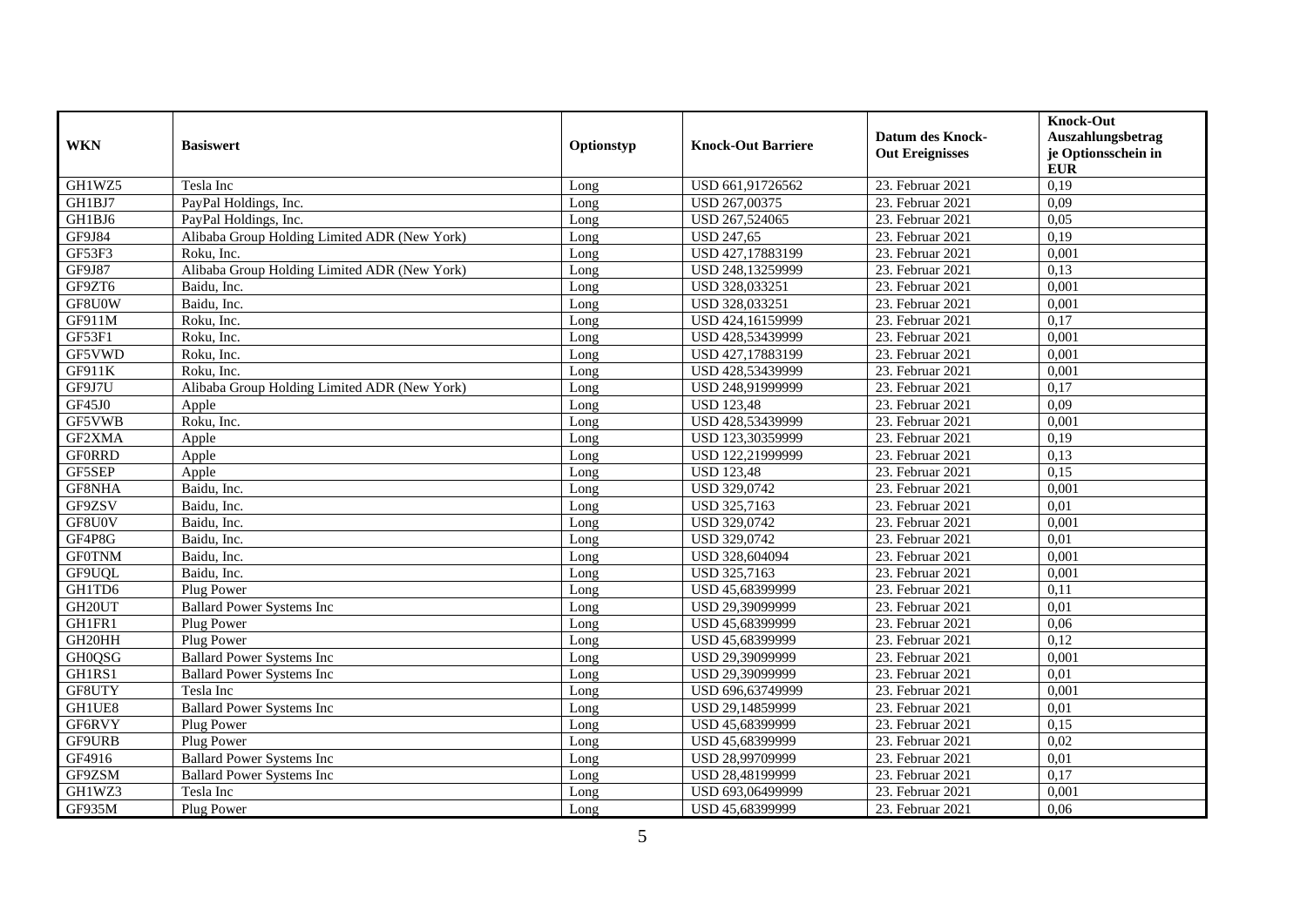| WKN | Basiswert | Optionstyp | Knock-Out Barriere | Datum des Knock-Out Ereignisses | Knock-Out Auszahlungsbetrag je Optionsschein in EUR |
|---|---|---|---|---|---|
| GH1WZ5 | Tesla Inc | Long | USD 661,91726562 | 23. Februar 2021 | 0,19 |
| GH1BJ7 | PayPal Holdings, Inc. | Long | USD 267,00375 | 23. Februar 2021 | 0,09 |
| GH1BJ6 | PayPal Holdings, Inc. | Long | USD 267,524065 | 23. Februar 2021 | 0,05 |
| GF9J84 | Alibaba Group Holding Limited ADR (New York) | Long | USD 247,65 | 23. Februar 2021 | 0,19 |
| GF53F3 | Roku, Inc. | Long | USD 427,17883199 | 23. Februar 2021 | 0,001 |
| GF9J87 | Alibaba Group Holding Limited ADR (New York) | Long | USD 248,13259999 | 23. Februar 2021 | 0,13 |
| GF9ZT6 | Baidu, Inc. | Long | USD 328,033251 | 23. Februar 2021 | 0,001 |
| GF8U0W | Baidu, Inc. | Long | USD 328,033251 | 23. Februar 2021 | 0,001 |
| GF911M | Roku, Inc. | Long | USD 424,16159999 | 23. Februar 2021 | 0,17 |
| GF53F1 | Roku, Inc. | Long | USD 428,53439999 | 23. Februar 2021 | 0,001 |
| GF5VWD | Roku, Inc. | Long | USD 427,17883199 | 23. Februar 2021 | 0,001 |
| GF911K | Roku, Inc. | Long | USD 428,53439999 | 23. Februar 2021 | 0,001 |
| GF9J7U | Alibaba Group Holding Limited ADR (New York) | Long | USD 248,91999999 | 23. Februar 2021 | 0,17 |
| GF45J0 | Apple | Long | USD 123,48 | 23. Februar 2021 | 0,09 |
| GF5VWB | Roku, Inc. | Long | USD 428,53439999 | 23. Februar 2021 | 0,001 |
| GF2XMA | Apple | Long | USD 123,30359999 | 23. Februar 2021 | 0,19 |
| GF0RRD | Apple | Long | USD 122,21999999 | 23. Februar 2021 | 0,13 |
| GF5SEP | Apple | Long | USD 123,48 | 23. Februar 2021 | 0,15 |
| GF8NHA | Baidu, Inc. | Long | USD 329,0742 | 23. Februar 2021 | 0,001 |
| GF9ZSV | Baidu, Inc. | Long | USD 325,7163 | 23. Februar 2021 | 0,01 |
| GF8U0V | Baidu, Inc. | Long | USD 329,0742 | 23. Februar 2021 | 0,001 |
| GF4P8G | Baidu, Inc. | Long | USD 329,0742 | 23. Februar 2021 | 0,01 |
| GF0TNM | Baidu, Inc. | Long | USD 328,604094 | 23. Februar 2021 | 0,001 |
| GF9UQL | Baidu, Inc. | Long | USD 325,7163 | 23. Februar 2021 | 0,001 |
| GH1TD6 | Plug Power | Long | USD 45,68399999 | 23. Februar 2021 | 0,11 |
| GH20UT | Ballard Power Systems Inc | Long | USD 29,39099999 | 23. Februar 2021 | 0,01 |
| GH1FR1 | Plug Power | Long | USD 45,68399999 | 23. Februar 2021 | 0,06 |
| GH20HH | Plug Power | Long | USD 45,68399999 | 23. Februar 2021 | 0,12 |
| GH0QSG | Ballard Power Systems Inc | Long | USD 29,39099999 | 23. Februar 2021 | 0,001 |
| GH1RS1 | Ballard Power Systems Inc | Long | USD 29,39099999 | 23. Februar 2021 | 0,01 |
| GF8UTY | Tesla Inc | Long | USD 696,63749999 | 23. Februar 2021 | 0,001 |
| GH1UE8 | Ballard Power Systems Inc | Long | USD 29,14859999 | 23. Februar 2021 | 0,01 |
| GF6RVY | Plug Power | Long | USD 45,68399999 | 23. Februar 2021 | 0,15 |
| GF9URB | Plug Power | Long | USD 45,68399999 | 23. Februar 2021 | 0,02 |
| GF4916 | Ballard Power Systems Inc | Long | USD 28,99709999 | 23. Februar 2021 | 0,01 |
| GF9ZSM | Ballard Power Systems Inc | Long | USD 28,48199999 | 23. Februar 2021 | 0,17 |
| GH1WZ3 | Tesla Inc | Long | USD 693,06499999 | 23. Februar 2021 | 0,001 |
| GF935M | Plug Power | Long | USD 45,68399999 | 23. Februar 2021 | 0,06 |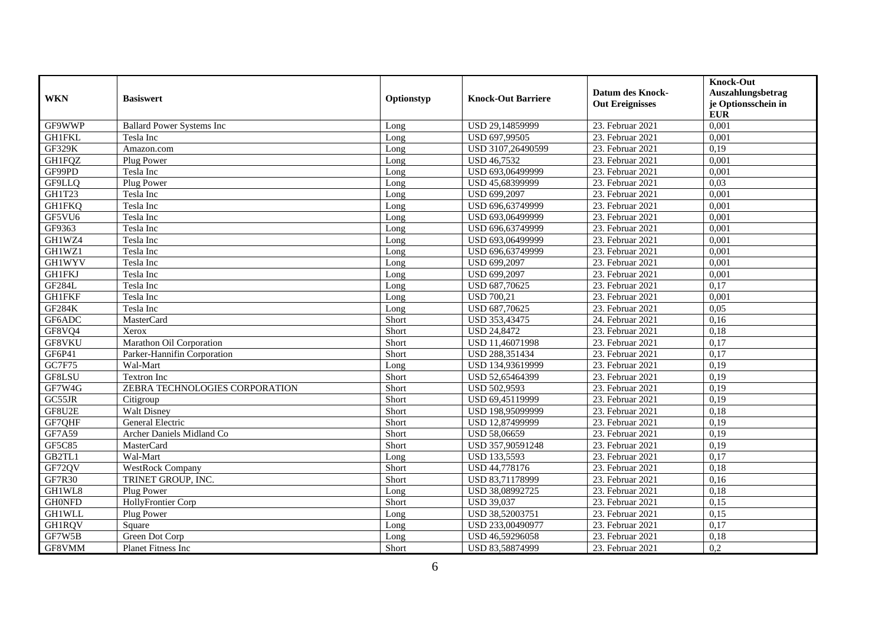| WKN | Basiswert | Optionstyp | Knock-Out Barriere | Datum des Knock-Out Ereignisses | Knock-Out Auszahlungsbetrag je Optionsschein in EUR |
|---|---|---|---|---|---|
| GF9WWP | Ballard Power Systems Inc | Long | USD 29,14859999 | 23. Februar 2021 | 0,001 |
| GH1FKL | Tesla Inc | Long | USD 697,99505 | 23. Februar 2021 | 0,001 |
| GF329K | Amazon.com | Long | USD 3107,26490599 | 23. Februar 2021 | 0,19 |
| GH1FQZ | Plug Power | Long | USD 46,7532 | 23. Februar 2021 | 0,001 |
| GF99PD | Tesla Inc | Long | USD 693,06499999 | 23. Februar 2021 | 0,001 |
| GF9LLQ | Plug Power | Long | USD 45,68399999 | 23. Februar 2021 | 0,03 |
| GH1T23 | Tesla Inc | Long | USD 699,2097 | 23. Februar 2021 | 0,001 |
| GH1FKQ | Tesla Inc | Long | USD 696,63749999 | 23. Februar 2021 | 0,001 |
| GF5VU6 | Tesla Inc | Long | USD 693,06499999 | 23. Februar 2021 | 0,001 |
| GF9363 | Tesla Inc | Long | USD 696,63749999 | 23. Februar 2021 | 0,001 |
| GH1WZ4 | Tesla Inc | Long | USD 693,06499999 | 23. Februar 2021 | 0,001 |
| GH1WZ1 | Tesla Inc | Long | USD 696,63749999 | 23. Februar 2021 | 0,001 |
| GH1WYV | Tesla Inc | Long | USD 699,2097 | 23. Februar 2021 | 0,001 |
| GH1FKJ | Tesla Inc | Long | USD 699,2097 | 23. Februar 2021 | 0,001 |
| GF284L | Tesla Inc | Long | USD 687,70625 | 23. Februar 2021 | 0,17 |
| GH1FKF | Tesla Inc | Long | USD 700,21 | 23. Februar 2021 | 0,001 |
| GF284K | Tesla Inc | Long | USD 687,70625 | 23. Februar 2021 | 0,05 |
| GF6ADC | MasterCard | Short | USD 353,43475 | 24. Februar 2021 | 0,16 |
| GF8VQ4 | Xerox | Short | USD 24,8472 | 23. Februar 2021 | 0,18 |
| GF8VKU | Marathon Oil Corporation | Short | USD 11,46071998 | 23. Februar 2021 | 0,17 |
| GF6P41 | Parker-Hannifin Corporation | Short | USD 288,351434 | 23. Februar 2021 | 0,17 |
| GC7F75 | Wal-Mart | Long | USD 134,93619999 | 23. Februar 2021 | 0,19 |
| GF8LSU | Textron Inc | Short | USD 52,65464399 | 23. Februar 2021 | 0,19 |
| GF7W4G | ZEBRA TECHNOLOGIES CORPORATION | Short | USD 502,9593 | 23. Februar 2021 | 0,19 |
| GC55JR | Citigroup | Short | USD 69,45119999 | 23. Februar 2021 | 0,19 |
| GF8U2E | Walt Disney | Short | USD 198,95099999 | 23. Februar 2021 | 0,18 |
| GF7QHF | General Electric | Short | USD 12,87499999 | 23. Februar 2021 | 0,19 |
| GF7A59 | Archer Daniels Midland Co | Short | USD 58,06659 | 23. Februar 2021 | 0,19 |
| GF5C85 | MasterCard | Short | USD 357,90591248 | 23. Februar 2021 | 0,19 |
| GB2TL1 | Wal-Mart | Long | USD 133,5593 | 23. Februar 2021 | 0,17 |
| GF72QV | WestRock Company | Short | USD 44,778176 | 23. Februar 2021 | 0,18 |
| GF7R30 | TRINET GROUP, INC. | Short | USD 83,71178999 | 23. Februar 2021 | 0,16 |
| GH1WL8 | Plug Power | Long | USD 38,08992725 | 23. Februar 2021 | 0,18 |
| GH0NFD | HollyFrontier Corp | Short | USD 39,037 | 23. Februar 2021 | 0,15 |
| GH1WLL | Plug Power | Long | USD 38,52003751 | 23. Februar 2021 | 0,15 |
| GH1RQV | Square | Long | USD 233,00490977 | 23. Februar 2021 | 0,17 |
| GF7W5B | Green Dot Corp | Long | USD 46,59296058 | 23. Februar 2021 | 0,18 |
| GF8VMM | Planet Fitness Inc | Short | USD 83,58874999 | 23. Februar 2021 | 0,2 |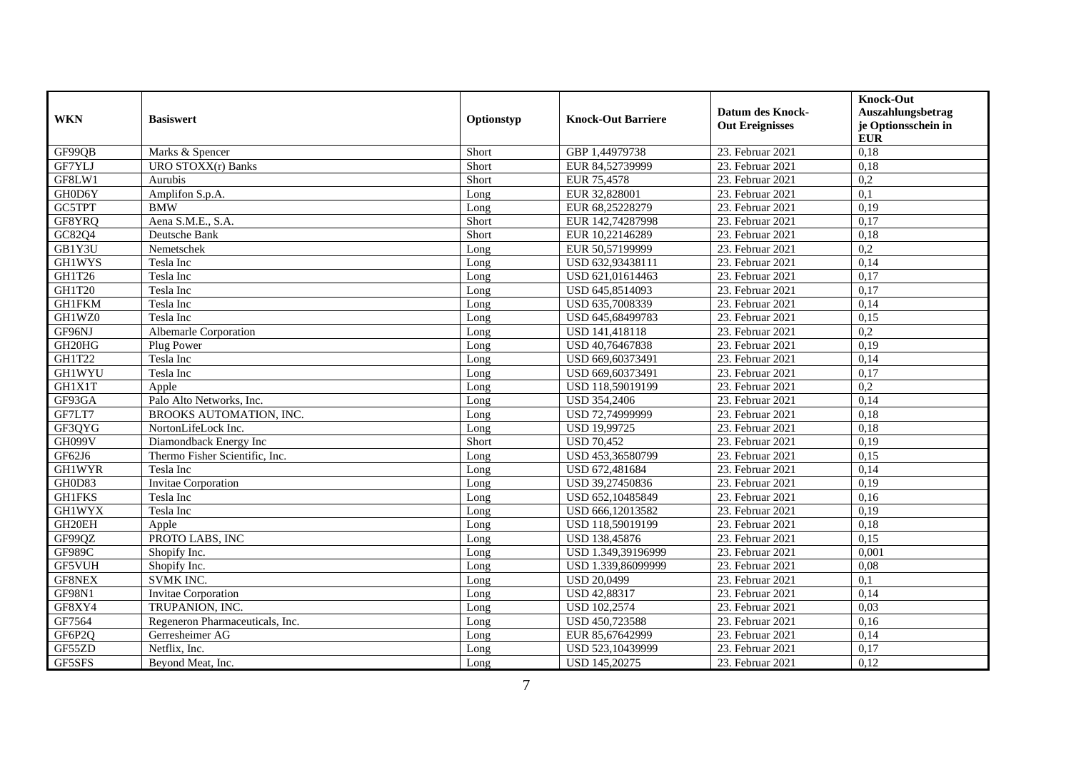| WKN | Basiswert | Optionstyp | Knock-Out Barriere | Datum des Knock-Out Ereignisses | Knock-Out Auszahlungsbetrag je Optionsschein in EUR |
|---|---|---|---|---|---|
| GF99QB | Marks & Spencer | Short | GBP 1,44979738 | 23. Februar 2021 | 0,18 |
| GF7YLJ | URO STOXX(r) Banks | Short | EUR 84,52739999 | 23. Februar 2021 | 0,18 |
| GF8LW1 | Aurubis | Short | EUR 75,4578 | 23. Februar 2021 | 0,2 |
| GH0D6Y | Amplifon S.p.A. | Long | EUR 32,828001 | 23. Februar 2021 | 0,1 |
| GC5TPT | BMW | Long | EUR 68,25228279 | 23. Februar 2021 | 0,19 |
| GF8YRQ | Aena S.M.E., S.A. | Short | EUR 142,74287998 | 23. Februar 2021 | 0,17 |
| GC82Q4 | Deutsche Bank | Short | EUR 10,22146289 | 23. Februar 2021 | 0,18 |
| GB1Y3U | Nemetschek | Long | EUR 50,57199999 | 23. Februar 2021 | 0,2 |
| GH1WYS | Tesla Inc | Long | USD 632,93438111 | 23. Februar 2021 | 0,14 |
| GH1T26 | Tesla Inc | Long | USD 621,01614463 | 23. Februar 2021 | 0,17 |
| GH1T20 | Tesla Inc | Long | USD 645,8514093 | 23. Februar 2021 | 0,17 |
| GH1FKM | Tesla Inc | Long | USD 635,7008339 | 23. Februar 2021 | 0,14 |
| GH1WZ0 | Tesla Inc | Long | USD 645,68499783 | 23. Februar 2021 | 0,15 |
| GF96NJ | Albemarle Corporation | Long | USD 141,418118 | 23. Februar 2021 | 0,2 |
| GH20HG | Plug Power | Long | USD 40,76467838 | 23. Februar 2021 | 0,19 |
| GH1T22 | Tesla Inc | Long | USD 669,60373491 | 23. Februar 2021 | 0,14 |
| GH1WYU | Tesla Inc | Long | USD 669,60373491 | 23. Februar 2021 | 0,17 |
| GH1X1T | Apple | Long | USD 118,59019199 | 23. Februar 2021 | 0,2 |
| GF93GA | Palo Alto Networks, Inc. | Long | USD 354,2406 | 23. Februar 2021 | 0,14 |
| GF7LT7 | BROOKS AUTOMATION, INC. | Long | USD 72,74999999 | 23. Februar 2021 | 0,18 |
| GF3QYG | NortonLifeLock Inc. | Long | USD 19,99725 | 23. Februar 2021 | 0,18 |
| GH099V | Diamondback Energy Inc | Short | USD 70,452 | 23. Februar 2021 | 0,19 |
| GF62J6 | Thermo Fisher Scientific, Inc. | Long | USD 453,36580799 | 23. Februar 2021 | 0,15 |
| GH1WYR | Tesla Inc | Long | USD 672,481684 | 23. Februar 2021 | 0,14 |
| GH0D83 | Invitae Corporation | Long | USD 39,27450836 | 23. Februar 2021 | 0,19 |
| GH1FKS | Tesla Inc | Long | USD 652,10485849 | 23. Februar 2021 | 0,16 |
| GH1WYX | Tesla Inc | Long | USD 666,12013582 | 23. Februar 2021 | 0,19 |
| GH20EH | Apple | Long | USD 118,59019199 | 23. Februar 2021 | 0,18 |
| GF99QZ | PROTO LABS, INC | Long | USD 138,45876 | 23. Februar 2021 | 0,15 |
| GF989C | Shopify Inc. | Long | USD 1.349,39196999 | 23. Februar 2021 | 0,001 |
| GF5VUH | Shopify Inc. | Long | USD 1.339,86099999 | 23. Februar 2021 | 0,08 |
| GF8NEX | SVMK INC. | Long | USD 20,0499 | 23. Februar 2021 | 0,1 |
| GF98N1 | Invitae Corporation | Long | USD 42,88317 | 23. Februar 2021 | 0,14 |
| GF8XY4 | TRUPANION, INC. | Long | USD 102,2574 | 23. Februar 2021 | 0,03 |
| GF7564 | Regeneron Pharmaceuticals, Inc. | Long | USD 450,723588 | 23. Februar 2021 | 0,16 |
| GF6P2Q | Gerresheimer AG | Long | EUR 85,67642999 | 23. Februar 2021 | 0,14 |
| GF55ZD | Netflix, Inc. | Long | USD 523,10439999 | 23. Februar 2021 | 0,17 |
| GF5SFS | Beyond Meat, Inc. | Long | USD 145,20275 | 23. Februar 2021 | 0,12 |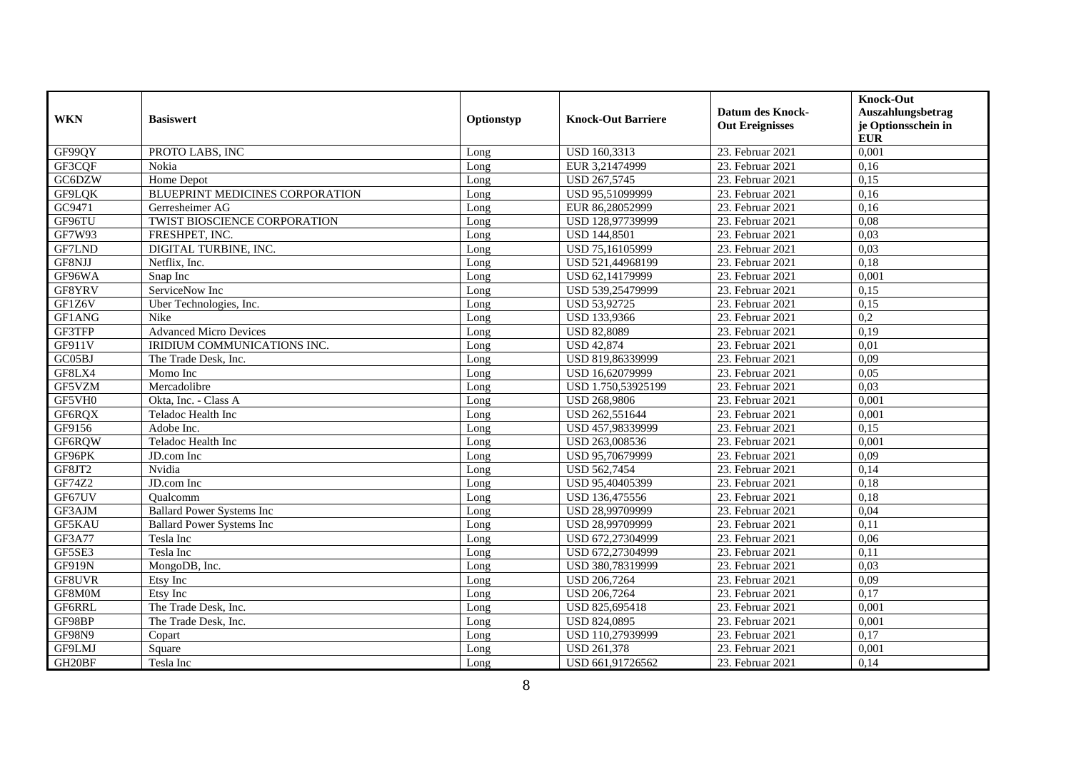| WKN | Basiswert | Optionstyp | Knock-Out Barriere | Datum des Knock-Out Ereignisses | Knock-Out Auszahlungsbetrag je Optionsschein in EUR |
| --- | --- | --- | --- | --- | --- |
| GF99QY | PROTO LABS, INC | Long | USD 160,3313 | 23. Februar 2021 | 0,001 |
| GF3CQF | Nokia | Long | EUR 3,21474999 | 23. Februar 2021 | 0,16 |
| GC6DZW | Home Depot | Long | USD 267,5745 | 23. Februar 2021 | 0,15 |
| GF9LQK | BLUEPRINT MEDICINES CORPORATION | Long | USD 95,51099999 | 23. Februar 2021 | 0,16 |
| GC9471 | Gerresheimer AG | Long | EUR 86,28052999 | 23. Februar 2021 | 0,16 |
| GF96TU | TWIST BIOSCIENCE CORPORATION | Long | USD 128,97739999 | 23. Februar 2021 | 0,08 |
| GF7W93 | FRESHPET, INC. | Long | USD 144,8501 | 23. Februar 2021 | 0,03 |
| GF7LND | DIGITAL TURBINE, INC. | Long | USD 75,16105999 | 23. Februar 2021 | 0,03 |
| GF8NJJ | Netflix, Inc. | Long | USD 521,44968199 | 23. Februar 2021 | 0,18 |
| GF96WA | Snap Inc | Long | USD 62,14179999 | 23. Februar 2021 | 0,001 |
| GF8YRV | ServiceNow Inc | Long | USD 539,25479999 | 23. Februar 2021 | 0,15 |
| GF1Z6V | Uber Technologies, Inc. | Long | USD 53,92725 | 23. Februar 2021 | 0,15 |
| GF1ANG | Nike | Long | USD 133,9366 | 23. Februar 2021 | 0,2 |
| GF3TFP | Advanced Micro Devices | Long | USD 82,8089 | 23. Februar 2021 | 0,19 |
| GF911V | IRIDIUM COMMUNICATIONS INC. | Long | USD 42,874 | 23. Februar 2021 | 0,01 |
| GC05BJ | The Trade Desk, Inc. | Long | USD 819,86339999 | 23. Februar 2021 | 0,09 |
| GF8LX4 | Momo Inc | Long | USD 16,62079999 | 23. Februar 2021 | 0,05 |
| GF5VZM | Mercadolibre | Long | USD 1.750,53925199 | 23. Februar 2021 | 0,03 |
| GF5VH0 | Okta, Inc. - Class A | Long | USD 268,9806 | 23. Februar 2021 | 0,001 |
| GF6RQX | Teladoc Health Inc | Long | USD 262,551644 | 23. Februar 2021 | 0,001 |
| GF9156 | Adobe Inc. | Long | USD 457,98339999 | 23. Februar 2021 | 0,15 |
| GF6RQW | Teladoc Health Inc | Long | USD 263,008536 | 23. Februar 2021 | 0,001 |
| GF96PK | JD.com Inc | Long | USD 95,70679999 | 23. Februar 2021 | 0,09 |
| GF8JT2 | Nvidia | Long | USD 562,7454 | 23. Februar 2021 | 0,14 |
| GF74Z2 | JD.com Inc | Long | USD 95,40405399 | 23. Februar 2021 | 0,18 |
| GF67UV | Qualcomm | Long | USD 136,475556 | 23. Februar 2021 | 0,18 |
| GF3AJM | Ballard Power Systems Inc | Long | USD 28,99709999 | 23. Februar 2021 | 0,04 |
| GF5KAU | Ballard Power Systems Inc | Long | USD 28,99709999 | 23. Februar 2021 | 0,11 |
| GF3A77 | Tesla Inc | Long | USD 672,27304999 | 23. Februar 2021 | 0,06 |
| GF5SE3 | Tesla Inc | Long | USD 672,27304999 | 23. Februar 2021 | 0,11 |
| GF919N | MongoDB, Inc. | Long | USD 380,78319999 | 23. Februar 2021 | 0,03 |
| GF8UVR | Etsy Inc | Long | USD 206,7264 | 23. Februar 2021 | 0,09 |
| GF8M0M | Etsy Inc | Long | USD 206,7264 | 23. Februar 2021 | 0,17 |
| GF6RRL | The Trade Desk, Inc. | Long | USD 825,695418 | 23. Februar 2021 | 0,001 |
| GF98BP | The Trade Desk, Inc. | Long | USD 824,0895 | 23. Februar 2021 | 0,001 |
| GF98N9 | Copart | Long | USD 110,27939999 | 23. Februar 2021 | 0,17 |
| GF9LMJ | Square | Long | USD 261,378 | 23. Februar 2021 | 0,001 |
| GH20BF | Tesla Inc | Long | USD 661,91726562 | 23. Februar 2021 | 0,14 |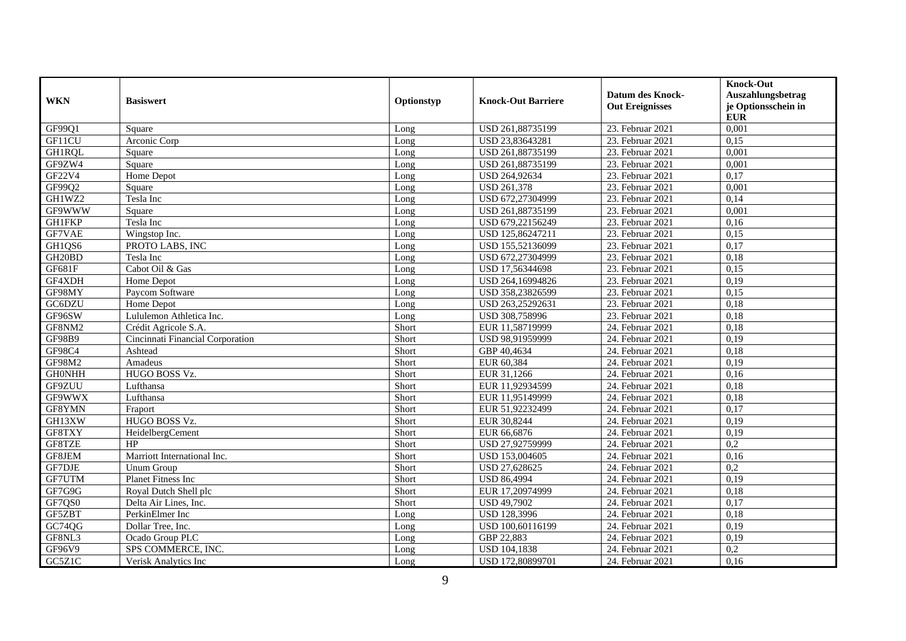| WKN | Basiswert | Optionstyp | Knock-Out Barriere | Datum des Knock-Out Ereignisses | Knock-Out Auszahlungsbetrag je Optionsschein in EUR |
|---|---|---|---|---|---|
| GF99Q1 | Square | Long | USD 261,88735199 | 23. Februar 2021 | 0,001 |
| GF11CU | Arconic Corp | Long | USD 23,83643281 | 23. Februar 2021 | 0,15 |
| GH1RQL | Square | Long | USD 261,88735199 | 23. Februar 2021 | 0,001 |
| GF9ZW4 | Square | Long | USD 261,88735199 | 23. Februar 2021 | 0,001 |
| GF22V4 | Home Depot | Long | USD 264,92634 | 23. Februar 2021 | 0,17 |
| GF99Q2 | Square | Long | USD 261,378 | 23. Februar 2021 | 0,001 |
| GH1WZ2 | Tesla Inc | Long | USD 672,27304999 | 23. Februar 2021 | 0,14 |
| GF9WWW | Square | Long | USD 261,88735199 | 23. Februar 2021 | 0,001 |
| GH1FKP | Tesla Inc | Long | USD 679,22156249 | 23. Februar 2021 | 0,16 |
| GF7VAE | Wingstop Inc. | Long | USD 125,86247211 | 23. Februar 2021 | 0,15 |
| GH1QS6 | PROTO LABS, INC | Long | USD 155,52136099 | 23. Februar 2021 | 0,17 |
| GH20BD | Tesla Inc | Long | USD 672,27304999 | 23. Februar 2021 | 0,18 |
| GF681F | Cabot Oil & Gas | Long | USD 17,56344698 | 23. Februar 2021 | 0,15 |
| GF4XDH | Home Depot | Long | USD 264,16994826 | 23. Februar 2021 | 0,19 |
| GF98MY | Paycom Software | Long | USD 358,23826599 | 23. Februar 2021 | 0,15 |
| GC6DZU | Home Depot | Long | USD 263,25292631 | 23. Februar 2021 | 0,18 |
| GF96SW | Lululemon Athletica Inc. | Long | USD 308,758996 | 23. Februar 2021 | 0,18 |
| GF8NM2 | Crédit Agricole S.A. | Short | EUR 11,58719999 | 24. Februar 2021 | 0,18 |
| GF98B9 | Cincinnati Financial Corporation | Short | USD 98,91959999 | 24. Februar 2021 | 0,19 |
| GF98C4 | Ashtead | Short | GBP 40,4634 | 24. Februar 2021 | 0,18 |
| GF98M2 | Amadeus | Short | EUR 60,384 | 24. Februar 2021 | 0,19 |
| GH0NHH | HUGO BOSS Vz. | Short | EUR 31,1266 | 24. Februar 2021 | 0,16 |
| GF9ZUU | Lufthansa | Short | EUR 11,92934599 | 24. Februar 2021 | 0,18 |
| GF9WWX | Lufthansa | Short | EUR 11,95149999 | 24. Februar 2021 | 0,18 |
| GF8YMN | Fraport | Short | EUR 51,92232499 | 24. Februar 2021 | 0,17 |
| GH13XW | HUGO BOSS Vz. | Short | EUR 30,8244 | 24. Februar 2021 | 0,19 |
| GF8TXY | HeidelbergCement | Short | EUR 66,6876 | 24. Februar 2021 | 0,19 |
| GF8TZE | HP | Short | USD 27,92759999 | 24. Februar 2021 | 0,2 |
| GF8JEM | Marriott International Inc. | Short | USD 153,004605 | 24. Februar 2021 | 0,16 |
| GF7DJE | Unum Group | Short | USD 27,628625 | 24. Februar 2021 | 0,2 |
| GF7UTM | Planet Fitness Inc | Short | USD 86,4994 | 24. Februar 2021 | 0,19 |
| GF7G9G | Royal Dutch Shell plc | Short | EUR 17,20974999 | 24. Februar 2021 | 0,18 |
| GF7QS0 | Delta Air Lines, Inc. | Short | USD 49,7902 | 24. Februar 2021 | 0,17 |
| GF5ZBT | PerkinElmer Inc | Long | USD 128,3996 | 24. Februar 2021 | 0,18 |
| GC74QG | Dollar Tree, Inc. | Long | USD 100,60116199 | 24. Februar 2021 | 0,19 |
| GF8NL3 | Ocado Group PLC | Long | GBP 22,883 | 24. Februar 2021 | 0,19 |
| GF96V9 | SPS COMMERCE, INC. | Long | USD 104,1838 | 24. Februar 2021 | 0,2 |
| GC5Z1C | Verisk Analytics Inc | Long | USD 172,80899701 | 24. Februar 2021 | 0,16 |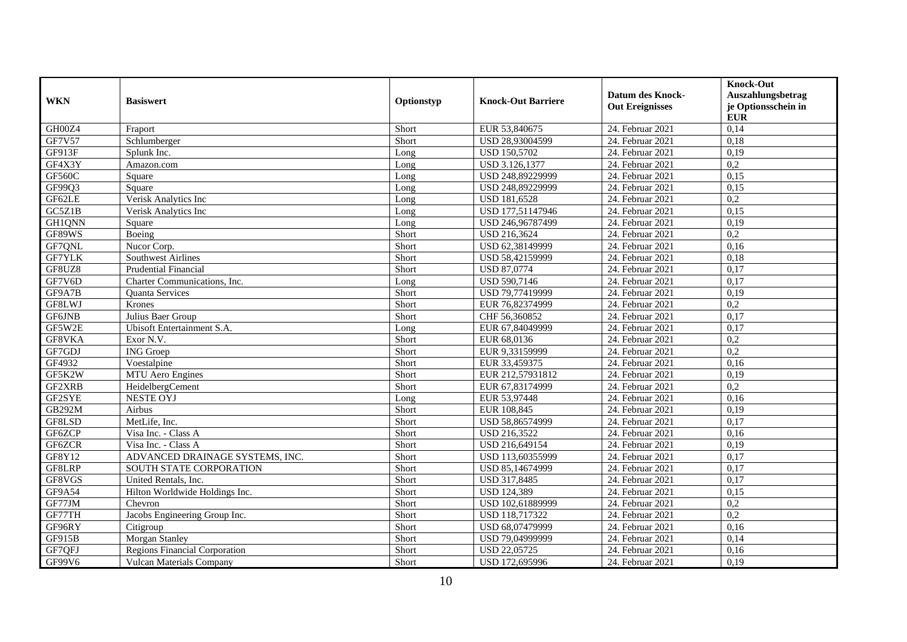| WKN | Basiswert | Optionstyp | Knock-Out Barriere | Datum des Knock-Out Ereignisses | Knock-Out Auszahlungsbetrag je Optionsschein in EUR |
|---|---|---|---|---|---|
| GH00Z4 | Fraport | Short | EUR 53,840675 | 24. Februar 2021 | 0,14 |
| GF7V57 | Schlumberger | Short | USD 28,93004599 | 24. Februar 2021 | 0,18 |
| GF913F | Splunk Inc. | Long | USD 150,5702 | 24. Februar 2021 | 0,19 |
| GF4X3Y | Amazon.com | Long | USD 3.126,1377 | 24. Februar 2021 | 0,2 |
| GF560C | Square | Long | USD 248,89229999 | 24. Februar 2021 | 0,15 |
| GF99Q3 | Square | Long | USD 248,89229999 | 24. Februar 2021 | 0,15 |
| GF62LE | Verisk Analytics Inc | Long | USD 181,6528 | 24. Februar 2021 | 0,2 |
| GC5Z1B | Verisk Analytics Inc | Long | USD 177,51147946 | 24. Februar 2021 | 0,15 |
| GH1QNN | Square | Long | USD 246,96787499 | 24. Februar 2021 | 0,19 |
| GF89WS | Boeing | Short | USD 216,3624 | 24. Februar 2021 | 0,2 |
| GF7QNL | Nucor Corp. | Short | USD 62,38149999 | 24. Februar 2021 | 0,16 |
| GF7YLK | Southwest Airlines | Short | USD 58,42159999 | 24. Februar 2021 | 0,18 |
| GF8UZ8 | Prudential Financial | Short | USD 87,0774 | 24. Februar 2021 | 0,17 |
| GF7V6D | Charter Communications, Inc. | Long | USD 590,7146 | 24. Februar 2021 | 0,17 |
| GF9A7B | Quanta Services | Short | USD 79,77419999 | 24. Februar 2021 | 0,19 |
| GF8LWJ | Krones | Short | EUR 76,82374999 | 24. Februar 2021 | 0,2 |
| GF6JNB | Julius Baer Group | Short | CHF 56,360852 | 24. Februar 2021 | 0,17 |
| GF5W2E | Ubisoft Entertainment S.A. | Long | EUR 67,84049999 | 24. Februar 2021 | 0,17 |
| GF8VKA | Exor N.V. | Short | EUR 68,0136 | 24. Februar 2021 | 0,2 |
| GF7GDJ | ING Groep | Short | EUR 9,33159999 | 24. Februar 2021 | 0,2 |
| GF4932 | Voestalpine | Short | EUR 33,459375 | 24. Februar 2021 | 0,16 |
| GF5K2W | MTU Aero Engines | Short | EUR 212,57931812 | 24. Februar 2021 | 0,19 |
| GF2XRB | HeidelbergCement | Short | EUR 67,83174999 | 24. Februar 2021 | 0,2 |
| GF2SYE | NESTE OYJ | Long | EUR 53,97448 | 24. Februar 2021 | 0,16 |
| GB292M | Airbus | Short | EUR 108,845 | 24. Februar 2021 | 0,19 |
| GF8LSD | MetLife, Inc. | Short | USD 58,86574999 | 24. Februar 2021 | 0,17 |
| GF6ZCP | Visa Inc. - Class A | Short | USD 216,3522 | 24. Februar 2021 | 0,16 |
| GF6ZCR | Visa Inc. - Class A | Short | USD 216,649154 | 24. Februar 2021 | 0,19 |
| GF8Y12 | ADVANCED DRAINAGE SYSTEMS, INC. | Short | USD 113,60355999 | 24. Februar 2021 | 0,17 |
| GF8LRP | SOUTH STATE CORPORATION | Short | USD 85,14674999 | 24. Februar 2021 | 0,17 |
| GF8VGS | United Rentals, Inc. | Short | USD 317,8485 | 24. Februar 2021 | 0,17 |
| GF9A54 | Hilton Worldwide Holdings Inc. | Short | USD 124,389 | 24. Februar 2021 | 0,15 |
| GF77JM | Chevron | Short | USD 102,61889999 | 24. Februar 2021 | 0,2 |
| GF77TH | Jacobs Engineering Group Inc. | Short | USD 118,717322 | 24. Februar 2021 | 0,2 |
| GF96RY | Citigroup | Short | USD 68,07479999 | 24. Februar 2021 | 0,16 |
| GF915B | Morgan Stanley | Short | USD 79,04999999 | 24. Februar 2021 | 0,14 |
| GF7QFJ | Regions Financial Corporation | Short | USD 22,05725 | 24. Februar 2021 | 0,16 |
| GF99V6 | Vulcan Materials Company | Short | USD 172,695996 | 24. Februar 2021 | 0,19 |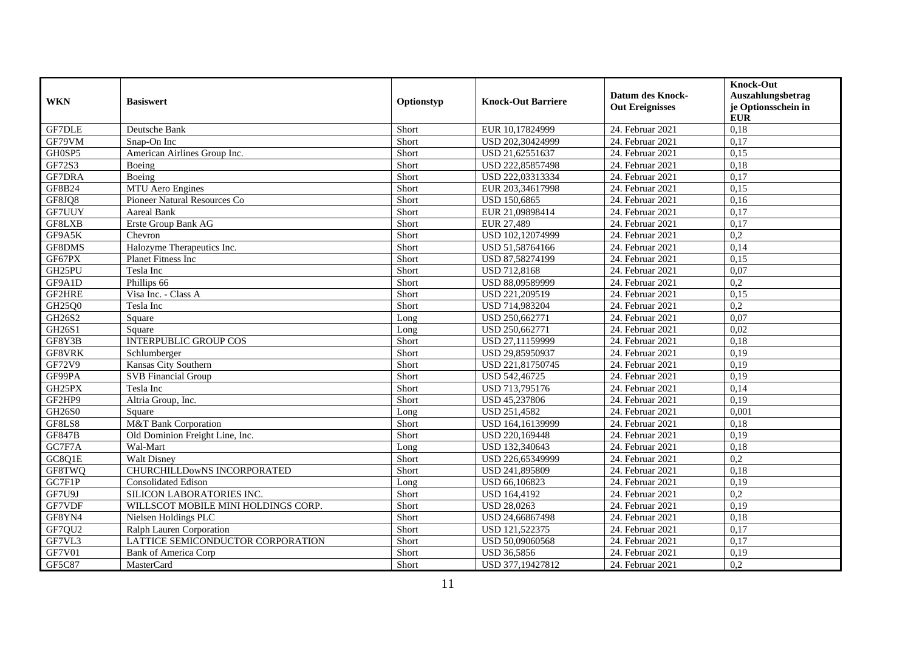| WKN | Basiswert | Optionstyp | Knock-Out Barriere | Datum des Knock-Out Ereignisses | Knock-Out Auszahlungsbetrag je Optionsschein in EUR |
|---|---|---|---|---|---|
| GF7DLE | Deutsche Bank | Short | EUR 10,17824999 | 24. Februar 2021 | 0,18 |
| GF79VM | Snap-On Inc | Short | USD 202,30424999 | 24. Februar 2021 | 0,17 |
| GH0SP5 | American Airlines Group Inc. | Short | USD 21,62551637 | 24. Februar 2021 | 0,15 |
| GF72S3 | Boeing | Short | USD 222,85857498 | 24. Februar 2021 | 0,18 |
| GF7DRA | Boeing | Short | USD 222,03313334 | 24. Februar 2021 | 0,17 |
| GF8B24 | MTU Aero Engines | Short | EUR 203,34617998 | 24. Februar 2021 | 0,15 |
| GF8JQ8 | Pioneer Natural Resources Co | Short | USD 150,6865 | 24. Februar 2021 | 0,16 |
| GF7UUY | Aareal Bank | Short | EUR 21,09898414 | 24. Februar 2021 | 0,17 |
| GF8LXB | Erste Group Bank AG | Short | EUR 27,489 | 24. Februar 2021 | 0,17 |
| GF9A5K | Chevron | Short | USD 102,12074999 | 24. Februar 2021 | 0,2 |
| GF8DMS | Halozyme Therapeutics Inc. | Short | USD 51,58764166 | 24. Februar 2021 | 0,14 |
| GF67PX | Planet Fitness Inc | Short | USD 87,58274199 | 24. Februar 2021 | 0,15 |
| GH25PU | Tesla Inc | Short | USD 712,8168 | 24. Februar 2021 | 0,07 |
| GF9A1D | Phillips 66 | Short | USD 88,09589999 | 24. Februar 2021 | 0,2 |
| GF2HRE | Visa Inc. - Class A | Short | USD 221,209519 | 24. Februar 2021 | 0,15 |
| GH25Q0 | Tesla Inc | Short | USD 714,983204 | 24. Februar 2021 | 0,2 |
| GH26S2 | Square | Long | USD 250,662771 | 24. Februar 2021 | 0,07 |
| GH26S1 | Square | Long | USD 250,662771 | 24. Februar 2021 | 0,02 |
| GF8Y3B | INTERPUBLIC GROUP COS | Short | USD 27,11159999 | 24. Februar 2021 | 0,18 |
| GF8VRK | Schlumberger | Short | USD 29,85950937 | 24. Februar 2021 | 0,19 |
| GF72V9 | Kansas City Southern | Short | USD 221,81750745 | 24. Februar 2021 | 0,19 |
| GF99PA | SVB Financial Group | Short | USD 542,46725 | 24. Februar 2021 | 0,19 |
| GH25PX | Tesla Inc | Short | USD 713,795176 | 24. Februar 2021 | 0,14 |
| GF2HP9 | Altria Group, Inc. | Short | USD 45,237806 | 24. Februar 2021 | 0,19 |
| GH26S0 | Square | Long | USD 251,4582 | 24. Februar 2021 | 0,001 |
| GF8LS8 | M&T Bank Corporation | Short | USD 164,16139999 | 24. Februar 2021 | 0,18 |
| GF847B | Old Dominion Freight Line, Inc. | Short | USD 220,169448 | 24. Februar 2021 | 0,19 |
| GC7F7A | Wal-Mart | Long | USD 132,340643 | 24. Februar 2021 | 0,18 |
| GC8Q1E | Walt Disney | Short | USD 226,65349999 | 24. Februar 2021 | 0,2 |
| GF8TWQ | CHURCHILLDowNS INCORPORATED | Short | USD 241,895809 | 24. Februar 2021 | 0,18 |
| GC7F1P | Consolidated Edison | Long | USD 66,106823 | 24. Februar 2021 | 0,19 |
| GF7U9J | SILICON LABORATORIES INC. | Short | USD 164,4192 | 24. Februar 2021 | 0,2 |
| GF7VDF | WILLSCOT MOBILE MINI HOLDINGS CORP. | Short | USD 28,0263 | 24. Februar 2021 | 0,19 |
| GF8YN4 | Nielsen Holdings PLC | Short | USD 24,66867498 | 24. Februar 2021 | 0,18 |
| GF7QU2 | Ralph Lauren Corporation | Short | USD 121,522375 | 24. Februar 2021 | 0,17 |
| GF7VL3 | LATTICE SEMICONDUCTOR CORPORATION | Short | USD 50,09060568 | 24. Februar 2021 | 0,17 |
| GF7V01 | Bank of America Corp | Short | USD 36,5856 | 24. Februar 2021 | 0,19 |
| GF5C87 | MasterCard | Short | USD 377,19427812 | 24. Februar 2021 | 0,2 |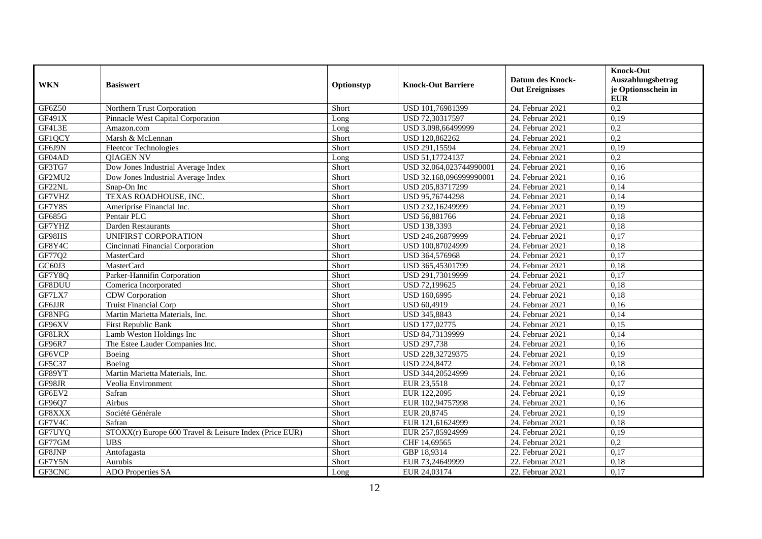| WKN | Basiswert | Optionstyp | Knock-Out Barriere | Datum des Knock-Out Ereignisses | Knock-Out Auszahlungsbetrag je Optionsschein in EUR |
|---|---|---|---|---|---|
| GF6Z50 | Northern Trust Corporation | Short | USD 101,76981399 | 24. Februar 2021 | 0,2 |
| GF491X | Pinnacle West Capital Corporation | Long | USD 72,30317597 | 24. Februar 2021 | 0,19 |
| GF4L3E | Amazon.com | Long | USD 3.098,66499999 | 24. Februar 2021 | 0,2 |
| GF1QCY | Marsh & McLennan | Short | USD 120,862262 | 24. Februar 2021 | 0,2 |
| GF6J9N | Fleetcor Technologies | Short | USD 291,15594 | 24. Februar 2021 | 0,19 |
| GF04AD | QIAGEN NV | Long | USD 51,17724137 | 24. Februar 2021 | 0,2 |
| GF3TG7 | Dow Jones Industrial Average Index | Short | USD 32.064,023744990001 | 24. Februar 2021 | 0,16 |
| GF2MU2 | Dow Jones Industrial Average Index | Short | USD 32.168,096999990001 | 24. Februar 2021 | 0,16 |
| GF22NL | Snap-On Inc | Short | USD 205,83717299 | 24. Februar 2021 | 0,14 |
| GF7VHZ | TEXAS ROADHOUSE, INC. | Short | USD 95,76744298 | 24. Februar 2021 | 0,14 |
| GF7Y8S | Ameriprise Financial Inc. | Short | USD 232,16249999 | 24. Februar 2021 | 0,19 |
| GF685G | Pentair PLC | Short | USD 56,881766 | 24. Februar 2021 | 0,18 |
| GF7YHZ | Darden Restaurants | Short | USD 138,3393 | 24. Februar 2021 | 0,18 |
| GF98HS | UNIFIRST CORPORATION | Short | USD 246,26879999 | 24. Februar 2021 | 0,17 |
| GF8Y4C | Cincinnati Financial Corporation | Short | USD 100,87024999 | 24. Februar 2021 | 0,18 |
| GF77Q2 | MasterCard | Short | USD 364,576968 | 24. Februar 2021 | 0,17 |
| GC60J3 | MasterCard | Short | USD 365,45301799 | 24. Februar 2021 | 0,18 |
| GF7Y8Q | Parker-Hannifin Corporation | Short | USD 291,73019999 | 24. Februar 2021 | 0,17 |
| GF8DUU | Comerica Incorporated | Short | USD 72,199625 | 24. Februar 2021 | 0,18 |
| GF7LX7 | CDW Corporation | Short | USD 160,6995 | 24. Februar 2021 | 0,18 |
| GF6JJR | Truist Financial Corp | Short | USD 60,4919 | 24. Februar 2021 | 0,16 |
| GF8NFG | Martin Marietta Materials, Inc. | Short | USD 345,8843 | 24. Februar 2021 | 0,14 |
| GF96XV | First Republic Bank | Short | USD 177,02775 | 24. Februar 2021 | 0,15 |
| GF8LRX | Lamb Weston Holdings Inc | Short | USD 84,73139999 | 24. Februar 2021 | 0,14 |
| GF96R7 | The Estee Lauder Companies Inc. | Short | USD 297,738 | 24. Februar 2021 | 0,16 |
| GF6VCP | Boeing | Short | USD 228,32729375 | 24. Februar 2021 | 0,19 |
| GF5C37 | Boeing | Short | USD 224,8472 | 24. Februar 2021 | 0,18 |
| GF89YT | Martin Marietta Materials, Inc. | Short | USD 344,20524999 | 24. Februar 2021 | 0,16 |
| GF98JR | Veolia Environment | Short | EUR 23,5518 | 24. Februar 2021 | 0,17 |
| GF6EV2 | Safran | Short | EUR 122,2095 | 24. Februar 2021 | 0,19 |
| GF96Q7 | Airbus | Short | EUR 102,94757998 | 24. Februar 2021 | 0,16 |
| GF8XXX | Société Générale | Short | EUR 20,8745 | 24. Februar 2021 | 0,19 |
| GF7V4C | Safran | Short | EUR 121,61624999 | 24. Februar 2021 | 0,18 |
| GF7UYQ | STOXX(r) Europe 600 Travel & Leisure Index (Price EUR) | Short | EUR 257,85924999 | 24. Februar 2021 | 0,19 |
| GF77GM | UBS | Short | CHF 14,69565 | 24. Februar 2021 | 0,2 |
| GF8JNP | Antofagasta | Short | GBP 18,9314 | 22. Februar 2021 | 0,17 |
| GF7Y5N | Aurubis | Short | EUR 73,24649999 | 22. Februar 2021 | 0,18 |
| GF3CNC | ADO Properties SA | Long | EUR 24,03174 | 22. Februar 2021 | 0,17 |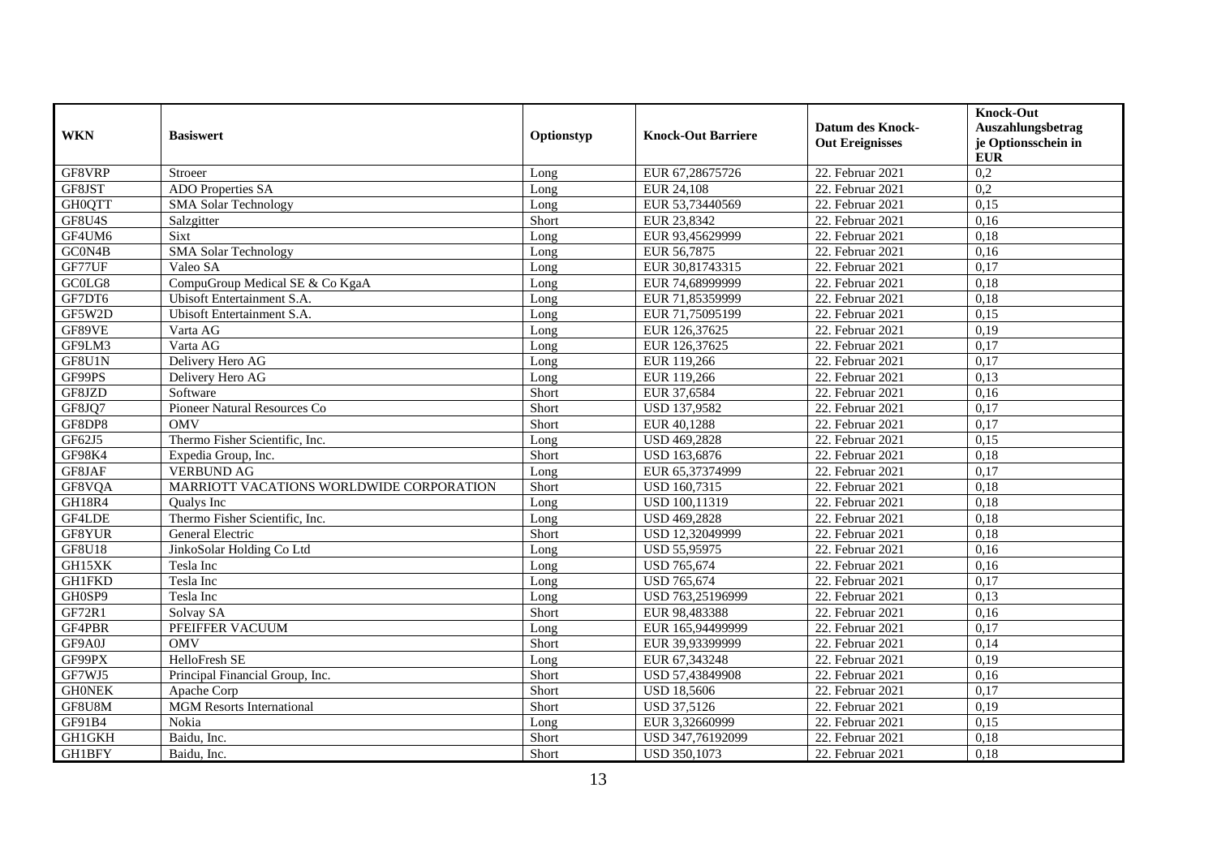| WKN | Basiswert | Optionstyp | Knock-Out Barriere | Datum des Knock-Out Ereignisses | Knock-Out Auszahlungsbetrag je Optionsschein in EUR |
|---|---|---|---|---|---|
| GF8VRP | Stroeer | Long | EUR 67,28675726 | 22. Februar 2021 | 0,2 |
| GF8JST | ADO Properties SA | Long | EUR 24,108 | 22. Februar 2021 | 0,2 |
| GH0QTT | SMA Solar Technology | Long | EUR 53,73440569 | 22. Februar 2021 | 0,15 |
| GF8U4S | Salzgitter | Short | EUR 23,8342 | 22. Februar 2021 | 0,16 |
| GF4UM6 | Sixt | Long | EUR 93,45629999 | 22. Februar 2021 | 0,18 |
| GC0N4B | SMA Solar Technology | Long | EUR 56,7875 | 22. Februar 2021 | 0,16 |
| GF77UF | Valeo SA | Long | EUR 30,81743315 | 22. Februar 2021 | 0,17 |
| GC0LG8 | CompuGroup Medical SE & Co KgaA | Long | EUR 74,68999999 | 22. Februar 2021 | 0,18 |
| GF7DT6 | Ubisoft Entertainment S.A. | Long | EUR 71,85359999 | 22. Februar 2021 | 0,18 |
| GF5W2D | Ubisoft Entertainment S.A. | Long | EUR 71,75095199 | 22. Februar 2021 | 0,15 |
| GF89VE | Varta AG | Long | EUR 126,37625 | 22. Februar 2021 | 0,19 |
| GF9LM3 | Varta AG | Long | EUR 126,37625 | 22. Februar 2021 | 0,17 |
| GF8U1N | Delivery Hero AG | Long | EUR 119,266 | 22. Februar 2021 | 0,17 |
| GF99PS | Delivery Hero AG | Long | EUR 119,266 | 22. Februar 2021 | 0,13 |
| GF8JZD | Software | Short | EUR 37,6584 | 22. Februar 2021 | 0,16 |
| GF8JQ7 | Pioneer Natural Resources Co | Short | USD 137,9582 | 22. Februar 2021 | 0,17 |
| GF8DP8 | OMV | Short | EUR 40,1288 | 22. Februar 2021 | 0,17 |
| GF62J5 | Thermo Fisher Scientific, Inc. | Long | USD 469,2828 | 22. Februar 2021 | 0,15 |
| GF98K4 | Expedia Group, Inc. | Short | USD 163,6876 | 22. Februar 2021 | 0,18 |
| GF8JAF | VERBUND AG | Long | EUR 65,37374999 | 22. Februar 2021 | 0,17 |
| GF8VQA | MARRIOTT VACATIONS WORLDWIDE CORPORATION | Short | USD 160,7315 | 22. Februar 2021 | 0,18 |
| GH18R4 | Qualys Inc | Long | USD 100,11319 | 22. Februar 2021 | 0,18 |
| GF4LDE | Thermo Fisher Scientific, Inc. | Long | USD 469,2828 | 22. Februar 2021 | 0,18 |
| GF8YUR | General Electric | Short | USD 12,32049999 | 22. Februar 2021 | 0,18 |
| GF8U18 | JinkoSolar Holding Co Ltd | Long | USD 55,95975 | 22. Februar 2021 | 0,16 |
| GH15XK | Tesla Inc | Long | USD 765,674 | 22. Februar 2021 | 0,16 |
| GH1FKD | Tesla Inc | Long | USD 765,674 | 22. Februar 2021 | 0,17 |
| GH0SP9 | Tesla Inc | Long | USD 763,25196999 | 22. Februar 2021 | 0,13 |
| GF72R1 | Solvay SA | Short | EUR 98,483388 | 22. Februar 2021 | 0,16 |
| GF4PBR | PFEIFFER VACUUM | Long | EUR 165,94499999 | 22. Februar 2021 | 0,17 |
| GF9A0J | OMV | Short | EUR 39,93399999 | 22. Februar 2021 | 0,14 |
| GF99PX | HelloFresh SE | Long | EUR 67,343248 | 22. Februar 2021 | 0,19 |
| GF7WJ5 | Principal Financial Group, Inc. | Short | USD 57,43849908 | 22. Februar 2021 | 0,16 |
| GH0NEK | Apache Corp | Short | USD 18,5606 | 22. Februar 2021 | 0,17 |
| GF8U8M | MGM Resorts International | Short | USD 37,5126 | 22. Februar 2021 | 0,19 |
| GF91B4 | Nokia | Long | EUR 3,32660999 | 22. Februar 2021 | 0,15 |
| GH1GKH | Baidu, Inc. | Short | USD 347,76192099 | 22. Februar 2021 | 0,18 |
| GH1BFY | Baidu, Inc. | Short | USD 350,1073 | 22. Februar 2021 | 0,18 |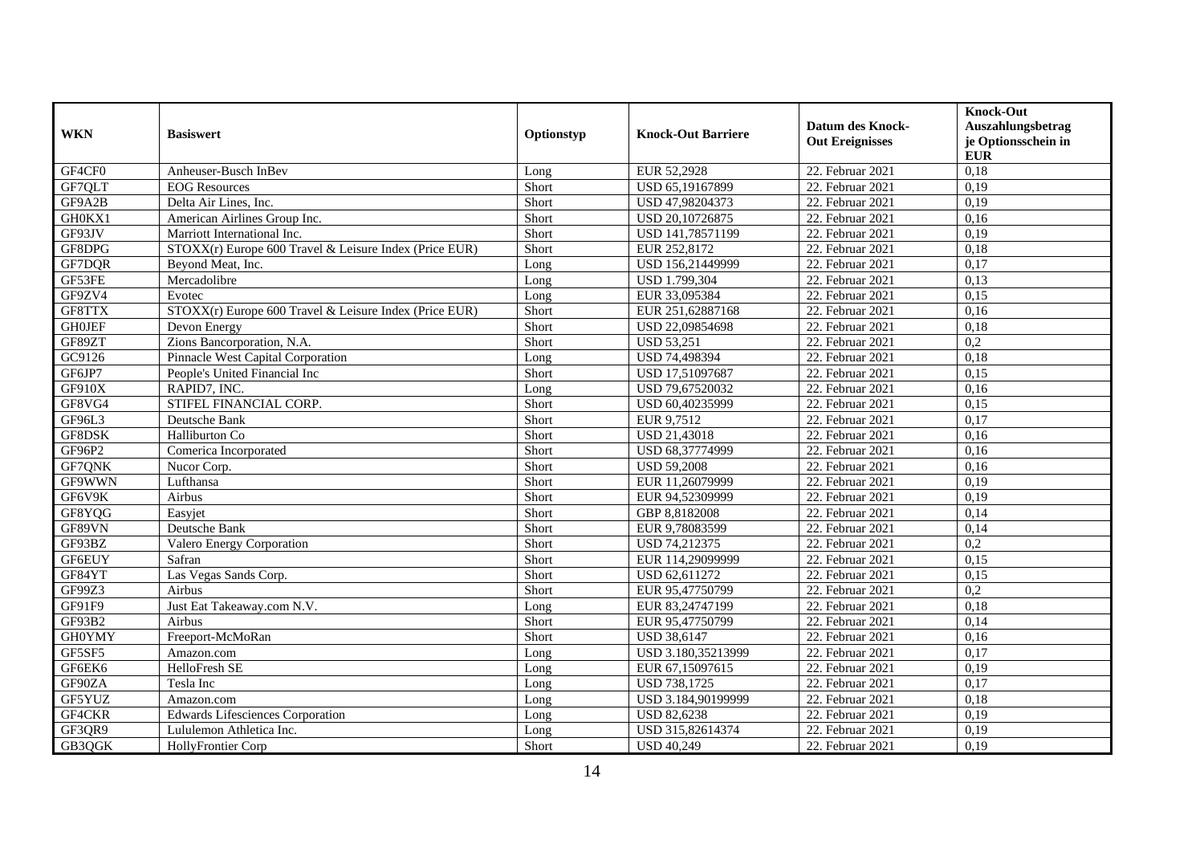| WKN | Basiswert | Optionstyp | Knock-Out Barriere | Datum des Knock-Out Ereignisses | Knock-Out Auszahlungsbetrag je Optionsschein in EUR |
|---|---|---|---|---|---|
| GF4CF0 | Anheuser-Busch InBev | Long | EUR 52,2928 | 22. Februar 2021 | 0,18 |
| GF7QLT | EOG Resources | Short | USD 65,19167899 | 22. Februar 2021 | 0,19 |
| GF9A2B | Delta Air Lines, Inc. | Short | USD 47,98204373 | 22. Februar 2021 | 0,19 |
| GH0KX1 | American Airlines Group Inc. | Short | USD 20,10726875 | 22. Februar 2021 | 0,16 |
| GF93JV | Marriott International Inc. | Short | USD 141,78571199 | 22. Februar 2021 | 0,19 |
| GF8DPG | STOXX(r) Europe 600 Travel & Leisure Index (Price EUR) | Short | EUR 252,8172 | 22. Februar 2021 | 0,18 |
| GF7DQR | Beyond Meat, Inc. | Long | USD 156,21449999 | 22. Februar 2021 | 0,17 |
| GF53FE | Mercadolibre | Long | USD 1.799,304 | 22. Februar 2021 | 0,13 |
| GF9ZV4 | Evotec | Long | EUR 33,095384 | 22. Februar 2021 | 0,15 |
| GF8TTX | STOXX(r) Europe 600 Travel & Leisure Index (Price EUR) | Short | EUR 251,62887168 | 22. Februar 2021 | 0,16 |
| GH0JEF | Devon Energy | Short | USD 22,09854698 | 22. Februar 2021 | 0,18 |
| GF89ZT | Zions Bancorporation, N.A. | Short | USD 53,251 | 22. Februar 2021 | 0,2 |
| GC9126 | Pinnacle West Capital Corporation | Long | USD 74,498394 | 22. Februar 2021 | 0,18 |
| GF6JP7 | People's United Financial Inc | Short | USD 17,51097687 | 22. Februar 2021 | 0,15 |
| GF910X | RAPID7, INC. | Long | USD 79,67520032 | 22. Februar 2021 | 0,16 |
| GF8VG4 | STIFEL FINANCIAL CORP. | Short | USD 60,40235999 | 22. Februar 2021 | 0,15 |
| GF96L3 | Deutsche Bank | Short | EUR 9,7512 | 22. Februar 2021 | 0,17 |
| GF8DSK | Halliburton Co | Short | USD 21,43018 | 22. Februar 2021 | 0,16 |
| GF96P2 | Comerica Incorporated | Short | USD 68,37774999 | 22. Februar 2021 | 0,16 |
| GF7QNK | Nucor Corp. | Short | USD 59,2008 | 22. Februar 2021 | 0,16 |
| GF9WWN | Lufthansa | Short | EUR 11,26079999 | 22. Februar 2021 | 0,19 |
| GF6V9K | Airbus | Short | EUR 94,52309999 | 22. Februar 2021 | 0,19 |
| GF8YQG | Easyjet | Short | GBP 8,8182008 | 22. Februar 2021 | 0,14 |
| GF89VN | Deutsche Bank | Short | EUR 9,78083599 | 22. Februar 2021 | 0,14 |
| GF93BZ | Valero Energy Corporation | Short | USD 74,212375 | 22. Februar 2021 | 0,2 |
| GF6EUY | Safran | Short | EUR 114,29099999 | 22. Februar 2021 | 0,15 |
| GF84YT | Las Vegas Sands Corp. | Short | USD 62,611272 | 22. Februar 2021 | 0,15 |
| GF99Z3 | Airbus | Short | EUR 95,47750799 | 22. Februar 2021 | 0,2 |
| GF91F9 | Just Eat Takeaway.com N.V. | Long | EUR 83,24747199 | 22. Februar 2021 | 0,18 |
| GF93B2 | Airbus | Short | EUR 95,47750799 | 22. Februar 2021 | 0,14 |
| GH0YMY | Freeport-McMoRan | Short | USD 38,6147 | 22. Februar 2021 | 0,16 |
| GF5SF5 | Amazon.com | Long | USD 3.180,35213999 | 22. Februar 2021 | 0,17 |
| GF6EK6 | HelloFresh SE | Long | EUR 67,15097615 | 22. Februar 2021 | 0,19 |
| GF90ZA | Tesla Inc | Long | USD 738,1725 | 22. Februar 2021 | 0,17 |
| GF5YUZ | Amazon.com | Long | USD 3.184,90199999 | 22. Februar 2021 | 0,18 |
| GF4CKR | Edwards Lifesciences Corporation | Long | USD 82,6238 | 22. Februar 2021 | 0,19 |
| GF3QR9 | Lululemon Athletica Inc. | Long | USD 315,82614374 | 22. Februar 2021 | 0,19 |
| GB3QGK | HollyFrontier Corp | Short | USD 40,249 | 22. Februar 2021 | 0,19 |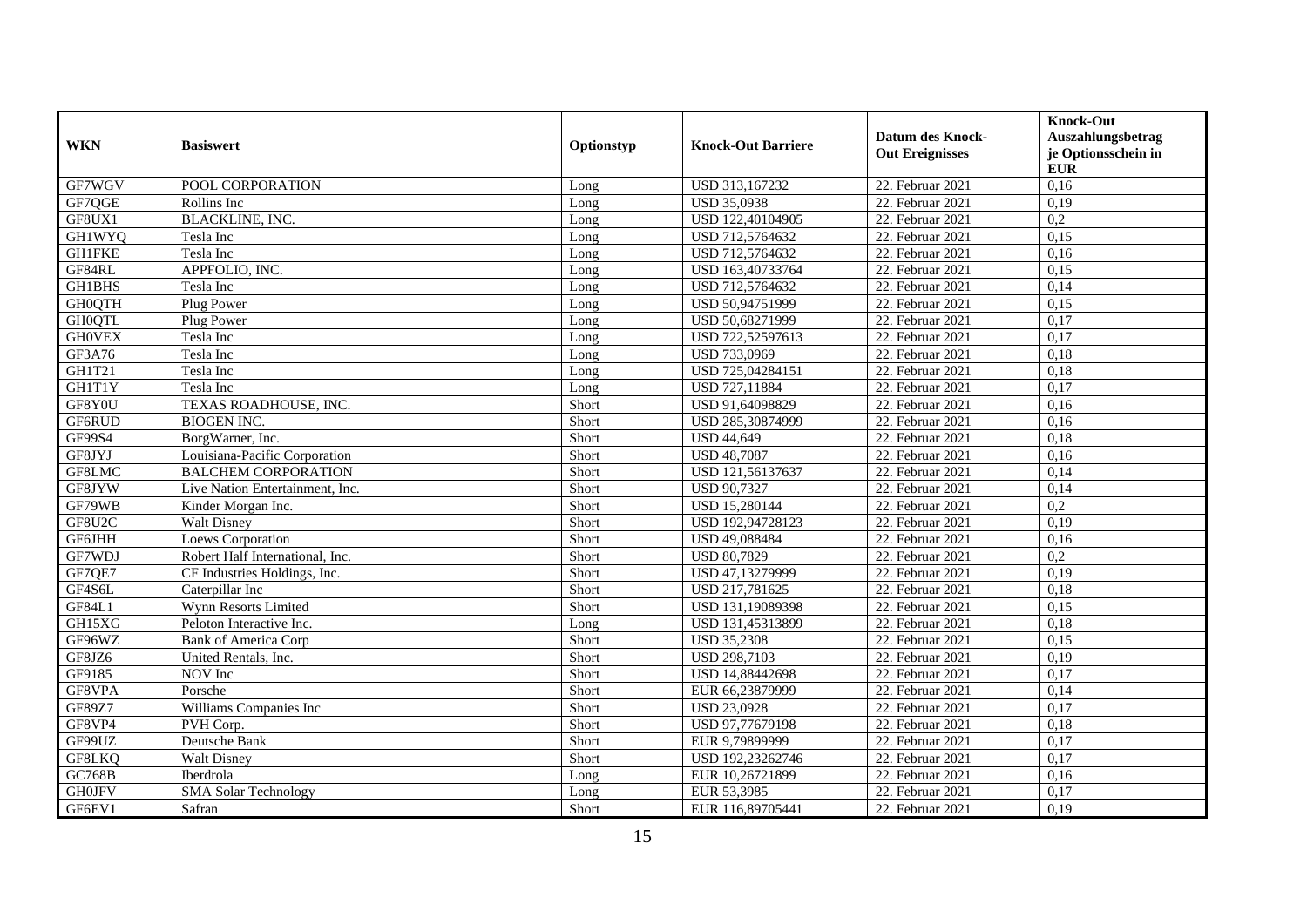| WKN | Basiswert | Optionstyp | Knock-Out Barriere | Datum des Knock-Out Ereignisses | Knock-Out Auszahlungsbetrag je Optionsschein in EUR |
|---|---|---|---|---|---|
| GF7WGV | POOL CORPORATION | Long | USD 313,167232 | 22. Februar 2021 | 0,16 |
| GF7QGE | Rollins Inc | Long | USD 35,0938 | 22. Februar 2021 | 0,19 |
| GF8UX1 | BLACKLINE, INC. | Long | USD 122,40104905 | 22. Februar 2021 | 0,2 |
| GH1WYQ | Tesla Inc | Long | USD 712,5764632 | 22. Februar 2021 | 0,15 |
| GH1FKE | Tesla Inc | Long | USD 712,5764632 | 22. Februar 2021 | 0,16 |
| GF84RL | APPFOLIO, INC. | Long | USD 163,40733764 | 22. Februar 2021 | 0,15 |
| GH1BHS | Tesla Inc | Long | USD 712,5764632 | 22. Februar 2021 | 0,14 |
| GH0QTH | Plug Power | Long | USD 50,94751999 | 22. Februar 2021 | 0,15 |
| GH0QTL | Plug Power | Long | USD 50,68271999 | 22. Februar 2021 | 0,17 |
| GH0VEX | Tesla Inc | Long | USD 722,52597613 | 22. Februar 2021 | 0,17 |
| GF3A76 | Tesla Inc | Long | USD 733,0969 | 22. Februar 2021 | 0,18 |
| GH1T21 | Tesla Inc | Long | USD 725,04284151 | 22. Februar 2021 | 0,18 |
| GH1T1Y | Tesla Inc | Long | USD 727,11884 | 22. Februar 2021 | 0,17 |
| GF8Y0U | TEXAS ROADHOUSE, INC. | Short | USD 91,64098829 | 22. Februar 2021 | 0,16 |
| GF6RUD | BIOGEN INC. | Short | USD 285,30874999 | 22. Februar 2021 | 0,16 |
| GF99S4 | BorgWarner, Inc. | Short | USD 44,649 | 22. Februar 2021 | 0,18 |
| GF8JYJ | Louisiana-Pacific Corporation | Short | USD 48,7087 | 22. Februar 2021 | 0,16 |
| GF8LMC | BALCHEM CORPORATION | Short | USD 121,56137637 | 22. Februar 2021 | 0,14 |
| GF8JYW | Live Nation Entertainment, Inc. | Short | USD 90,7327 | 22. Februar 2021 | 0,14 |
| GF79WB | Kinder Morgan Inc. | Short | USD 15,280144 | 22. Februar 2021 | 0,2 |
| GF8U2C | Walt Disney | Short | USD 192,94728123 | 22. Februar 2021 | 0,19 |
| GF6JHH | Loews Corporation | Short | USD 49,088484 | 22. Februar 2021 | 0,16 |
| GF7WDJ | Robert Half International, Inc. | Short | USD 80,7829 | 22. Februar 2021 | 0,2 |
| GF7QE7 | CF Industries Holdings, Inc. | Short | USD 47,13279999 | 22. Februar 2021 | 0,19 |
| GF4S6L | Caterpillar Inc | Short | USD 217,781625 | 22. Februar 2021 | 0,18 |
| GF84L1 | Wynn Resorts Limited | Short | USD 131,19089398 | 22. Februar 2021 | 0,15 |
| GH15XG | Peloton Interactive Inc. | Long | USD 131,45313899 | 22. Februar 2021 | 0,18 |
| GF96WZ | Bank of America Corp | Short | USD 35,2308 | 22. Februar 2021 | 0,15 |
| GF8JZ6 | United Rentals, Inc. | Short | USD 298,7103 | 22. Februar 2021 | 0,19 |
| GF9185 | NOV Inc | Short | USD 14,88442698 | 22. Februar 2021 | 0,17 |
| GF8VPA | Porsche | Short | EUR 66,23879999 | 22. Februar 2021 | 0,14 |
| GF89Z7 | Williams Companies Inc | Short | USD 23,0928 | 22. Februar 2021 | 0,17 |
| GF8VP4 | PVH Corp. | Short | USD 97,77679198 | 22. Februar 2021 | 0,18 |
| GF99UZ | Deutsche Bank | Short | EUR 9,79899999 | 22. Februar 2021 | 0,17 |
| GF8LKQ | Walt Disney | Short | USD 192,23262746 | 22. Februar 2021 | 0,17 |
| GC768B | Iberdrola | Long | EUR 10,26721899 | 22. Februar 2021 | 0,16 |
| GH0JFV | SMA Solar Technology | Long | EUR 53,3985 | 22. Februar 2021 | 0,17 |
| GF6EV1 | Safran | Short | EUR 116,89705441 | 22. Februar 2021 | 0,19 |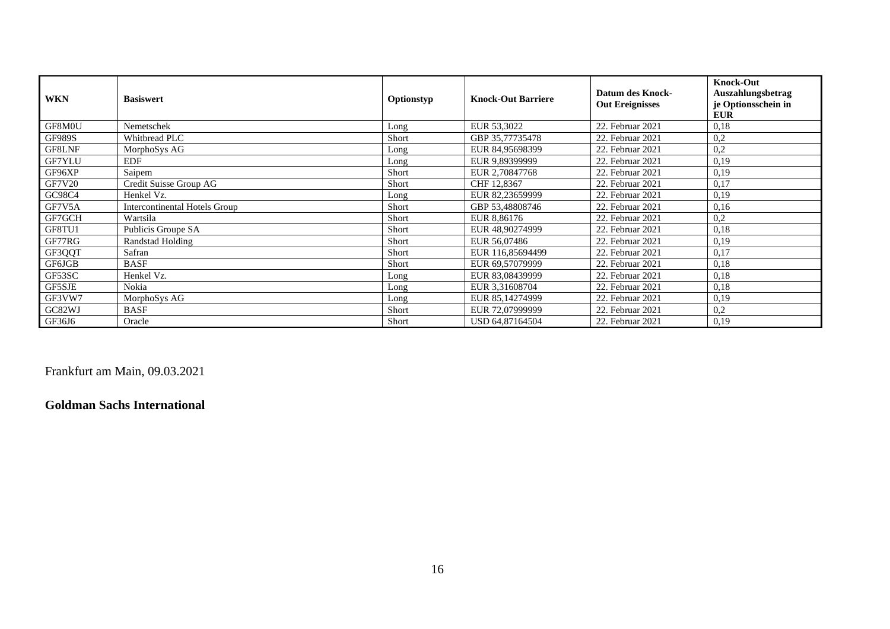| WKN | Basiswert | Optionstyp | Knock-Out Barriere | Datum des Knock-Out Ereignisses | Knock-Out Auszahlungsbetrag je Optionsschein in EUR |
|---|---|---|---|---|---|
| GF8M0U | Nemetschek | Long | EUR 53,3022 | 22. Februar 2021 | 0,18 |
| GF989S | Whitbread PLC | Short | GBP 35,77735478 | 22. Februar 2021 | 0,2 |
| GF8LNF | MorphoSys AG | Long | EUR 84,95698399 | 22. Februar 2021 | 0,2 |
| GF7YLU | EDF | Long | EUR 9,89399999 | 22. Februar 2021 | 0,19 |
| GF96XP | Saipem | Short | EUR 2,70847768 | 22. Februar 2021 | 0,19 |
| GF7V20 | Credit Suisse Group AG | Short | CHF 12,8367 | 22. Februar 2021 | 0,17 |
| GC98C4 | Henkel Vz. | Long | EUR 82,23659999 | 22. Februar 2021 | 0,19 |
| GF7V5A | Intercontinental Hotels Group | Short | GBP 53,48808746 | 22. Februar 2021 | 0,16 |
| GF7GCH | Wartsila | Short | EUR 8,86176 | 22. Februar 2021 | 0,2 |
| GF8TU1 | Publicis Groupe SA | Short | EUR 48,90274999 | 22. Februar 2021 | 0,18 |
| GF77RG | Randstad Holding | Short | EUR 56,07486 | 22. Februar 2021 | 0,19 |
| GF3QQT | Safran | Short | EUR 116,85694499 | 22. Februar 2021 | 0,17 |
| GF6JGB | BASF | Short | EUR 69,57079999 | 22. Februar 2021 | 0,18 |
| GF53SC | Henkel Vz. | Long | EUR 83,08439999 | 22. Februar 2021 | 0,18 |
| GF5SJE | Nokia | Long | EUR 3,31608704 | 22. Februar 2021 | 0,18 |
| GF3VW7 | MorphoSys AG | Long | EUR 85,14274999 | 22. Februar 2021 | 0,19 |
| GC82WJ | BASF | Short | EUR 72,07999999 | 22. Februar 2021 | 0,2 |
| GF36J6 | Oracle | Short | USD 64,87164504 | 22. Februar 2021 | 0,19 |

Frankfurt am Main, 09.03.2021

**Goldman Sachs International**